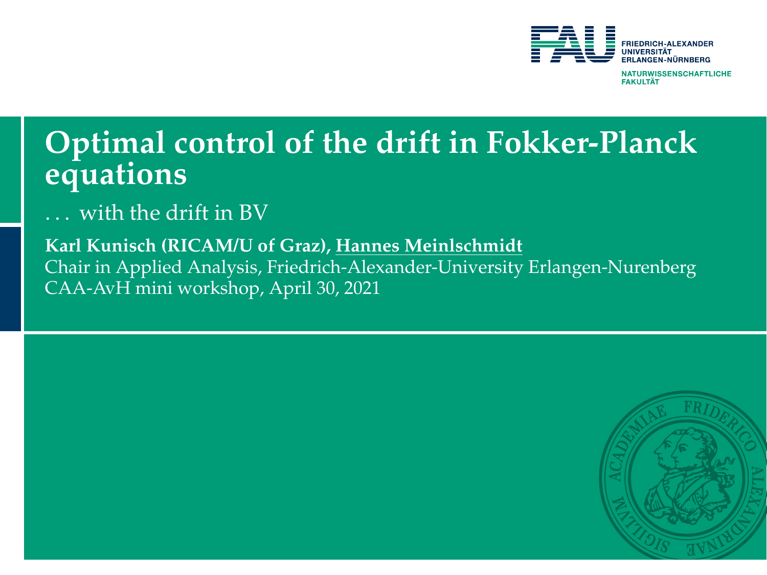# Optimal control of the drift in Fokker-Planck equations

. . . with the drift in BV

**Karl Kunisch (RICAM/U of Graz), Hannes Meinlschmidt**

Chair in Applied Analysis, Friedrich-Alexander-University Erlangen-Nurenberg

CAA-AvH mini workshop, April 30, 2021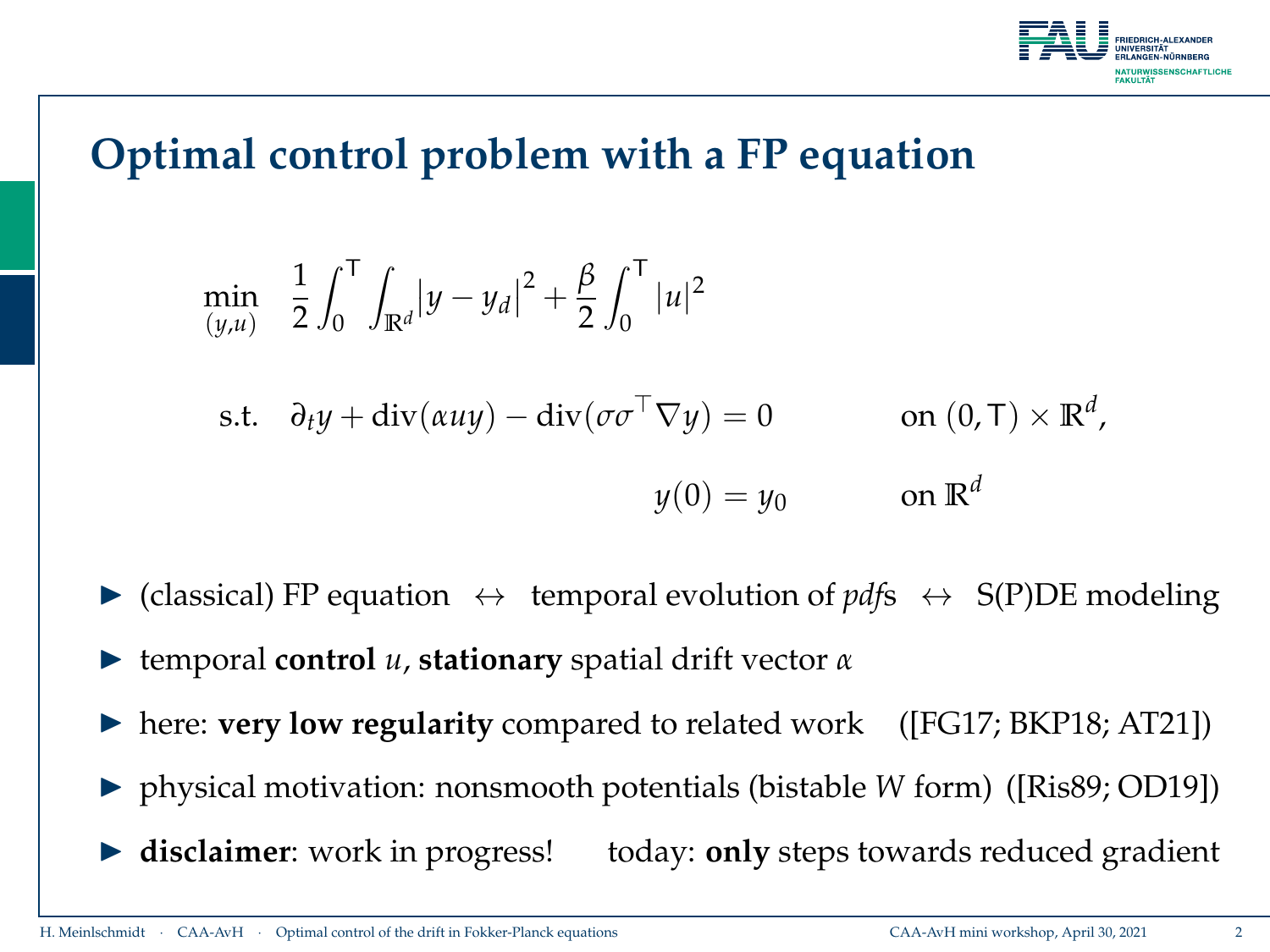# Optimal control problem with a FP equation

$$\min_{(y,u)} \quad \frac{1}{2}\int_0^{\mathsf{T}}\int_{\mathbb{R}^d}\left|y-y_d\right|^2+\frac{\beta}{2}\int_0^{\mathsf{T}}|u|^2$$

$$\text{s.t.} \quad \partial_t y+\operatorname{div}(\alpha u y)-\operatorname{div}(\sigma\sigma^\top\nabla y)=0 \qquad \text{on } (0,\mathsf{T})\times\mathbb{R}^d,$$

$$y(0)=y_0 \qquad \text{on } \mathbb{R}^d$$

- (classical) FP equation $\leftrightarrow$ temporal evolution of *pdf*s $\leftrightarrow$ S(P)DE modeling
- temporal **control** $u$, **stationary** spatial drift vector $\alpha$
- here: **very low regularity** compared to related work ([FG17; BKP18; AT21])
- physical motivation: nonsmooth potentials (bistable $W$ form) ([Ris89; OD19])
- **disclaimer**: work in progress! today: **only** steps towards reduced gradient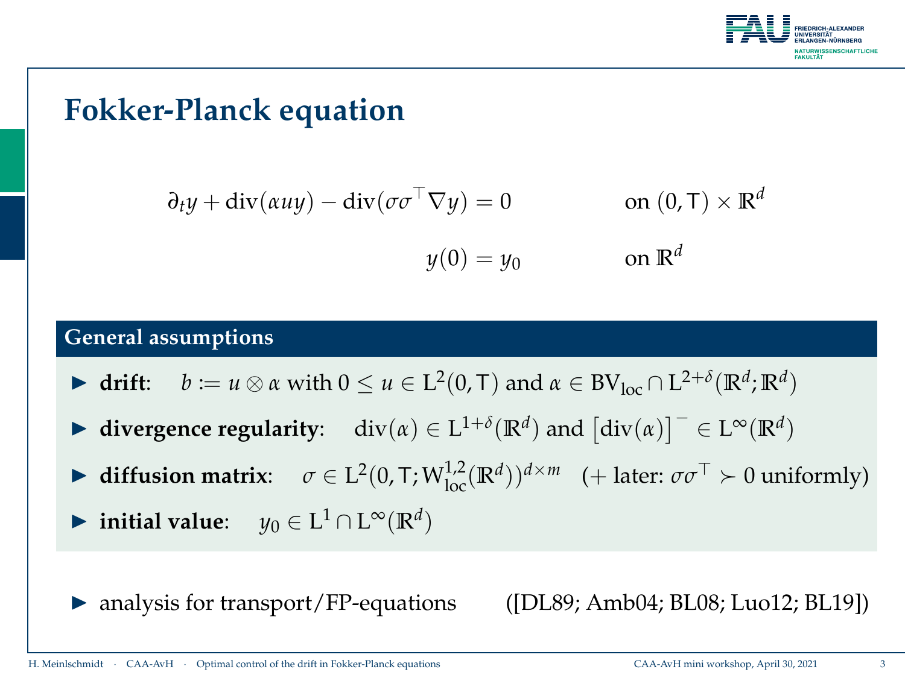# Fokker-Planck equation

$$\partial_t y + \operatorname{div}(\alpha u y) - \operatorname{div}(\sigma\sigma^\top \nabla y) = 0 \qquad \text{on } (0,\mathsf{T}) \times \mathbb{R}^d$$

$$y(0) = y_0 \qquad \text{on } \mathbb{R}^d$$

## General assumptions

- **drift**: $b := u \otimes \alpha$ with $0 \leq u \in \mathrm{L}^2(0,\mathsf{T})$ and $\alpha \in \mathrm{BV}_{\mathrm{loc}} \cap \mathrm{L}^{2+\delta}(\mathbb{R}^d;\mathbb{R}^d)$
- **divergence regularity**: $\operatorname{div}(\alpha) \in \mathrm{L}^{1+\delta}(\mathbb{R}^d)$ and $\left[\operatorname{div}(\alpha)\right]^- \in \mathrm{L}^\infty(\mathbb{R}^d)$
- **diffusion matrix**: $\sigma \in \mathrm{L}^2(0,\mathsf{T};\mathrm{W}^{1,2}_{\mathrm{loc}}(\mathbb{R}^d))^{d\times m}$ (+ later: $\sigma\sigma^\top \succ 0$ uniformly)
- **initial value**: $y_0 \in \mathrm{L}^1 \cap \mathrm{L}^\infty(\mathbb{R}^d)$

- analysis for transport/FP-equations ([DL89; Amb04; BL08; Luo12; BL19])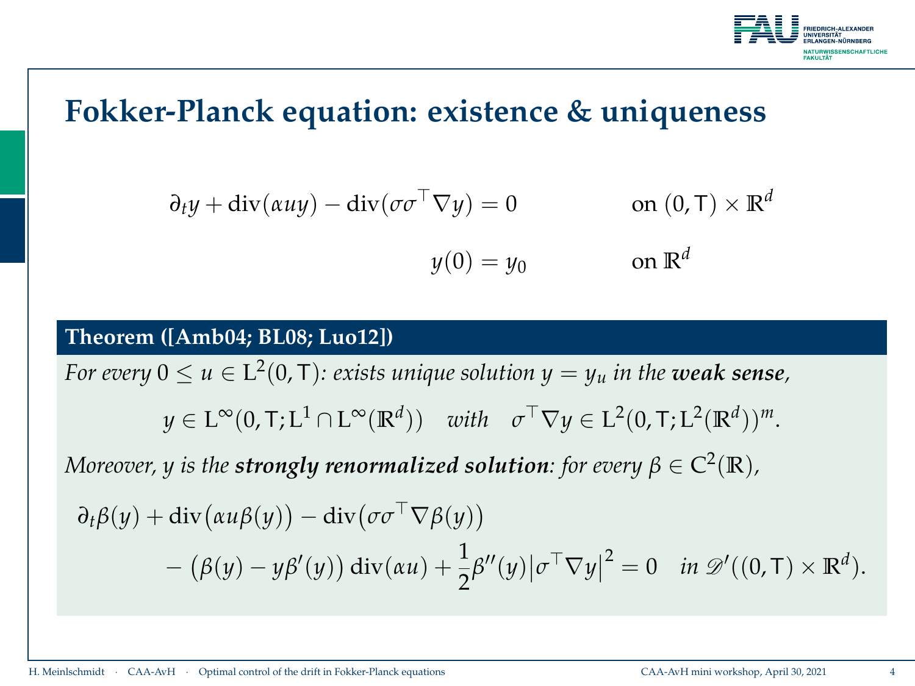# Fokker-Planck equation: existence & uniqueness

$$\partial_t y + \operatorname{div}(\alpha u y) - \operatorname{div}(\sigma\sigma^\top \nabla y) = 0 \qquad \text{on } (0,\mathsf{T}) \times \mathbb{R}^d$$

$$y(0) = y_0 \qquad \text{on } \mathbb{R}^d$$

**Theorem ([Amb04; BL08; Luo12])**

*For every $0 \leq u \in \mathrm{L}^2(0,\mathsf{T})$: exists unique solution $y = y_u$ in the* ***weak sense****,*

$$y \in \mathrm{L}^\infty(0,\mathsf{T};\mathrm{L}^1 \cap \mathrm{L}^\infty(\mathbb{R}^d)) \quad \textit{with} \quad \sigma^\top \nabla y \in \mathrm{L}^2(0,\mathsf{T};\mathrm{L}^2(\mathbb{R}^d))^m.$$

*Moreover, $y$ is the* ***strongly renormalized solution****: for every $\beta \in \mathrm{C}^2(\mathbb{R})$,*

$$\partial_t \beta(y) + \operatorname{div}\big(\alpha u \beta(y)\big) - \operatorname{div}\big(\sigma\sigma^\top \nabla \beta(y)\big) - \big(\beta(y) - y\beta'(y)\big)\operatorname{div}(\alpha u) + \frac{1}{2}\beta''(y)\big|\sigma^\top \nabla y\big|^2 = 0 \quad \textit{in } \mathscr{D}'((0,\mathsf{T}) \times \mathbb{R}^d).$$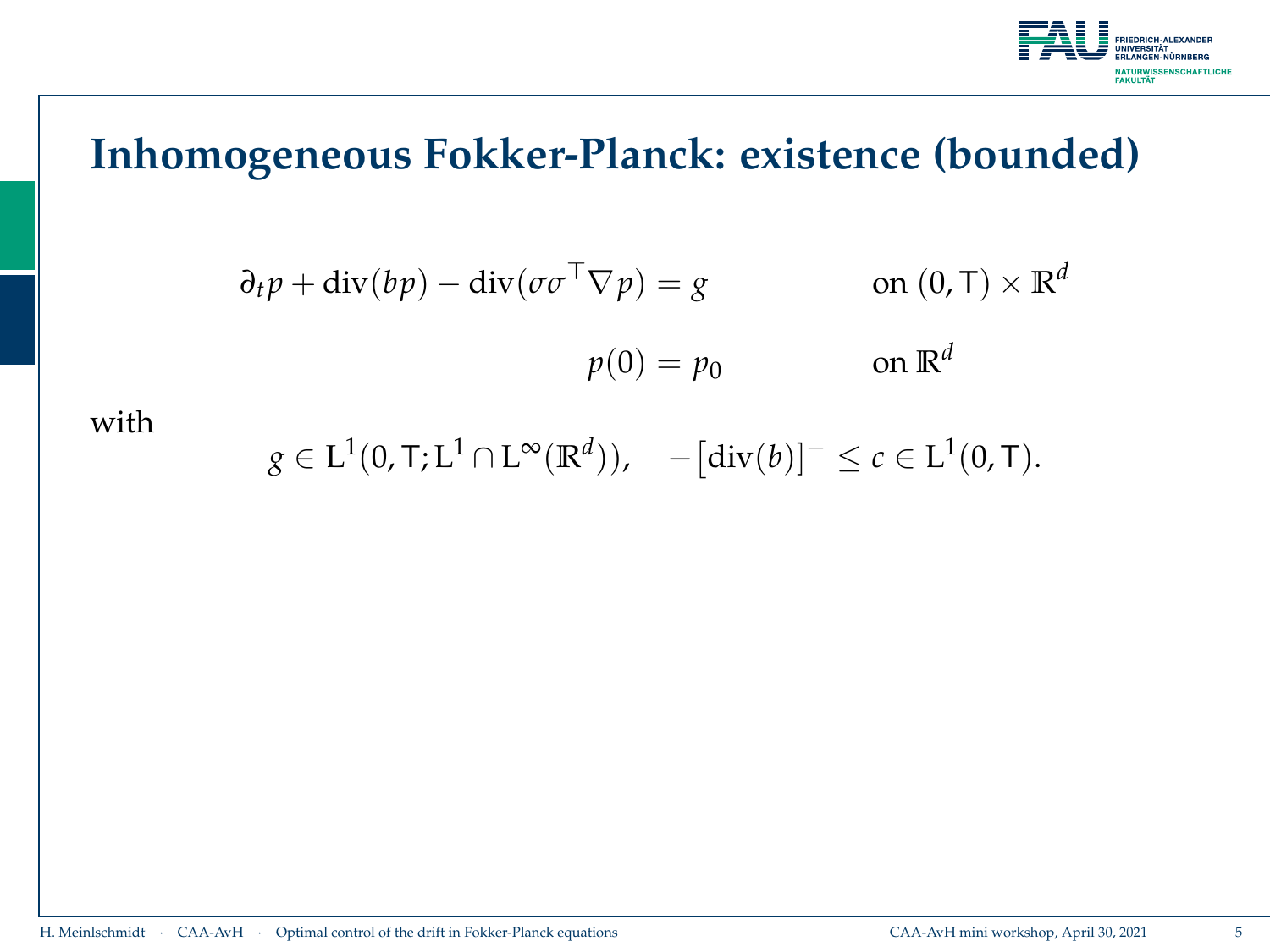# Inhomogeneous Fokker-Planck: existence (bounded)

$$
\begin{aligned}
\partial_t p + \operatorname{div}(bp) - \operatorname{div}(\sigma\sigma^\top \nabla p) &= g \qquad && \text{on } (0,\mathsf{T}) \times \mathbb{R}^d \\
p(0) &= p_0 && \text{on } \mathbb{R}^d
\end{aligned}
$$

with

$$
g \in \mathrm{L}^1(0,\mathsf{T};\mathrm{L}^1 \cap \mathrm{L}^\infty(\mathbb{R}^d)), \quad -\big[\operatorname{div}(b)\big]^- \leq c \in \mathrm{L}^1(0,\mathsf{T}).
$$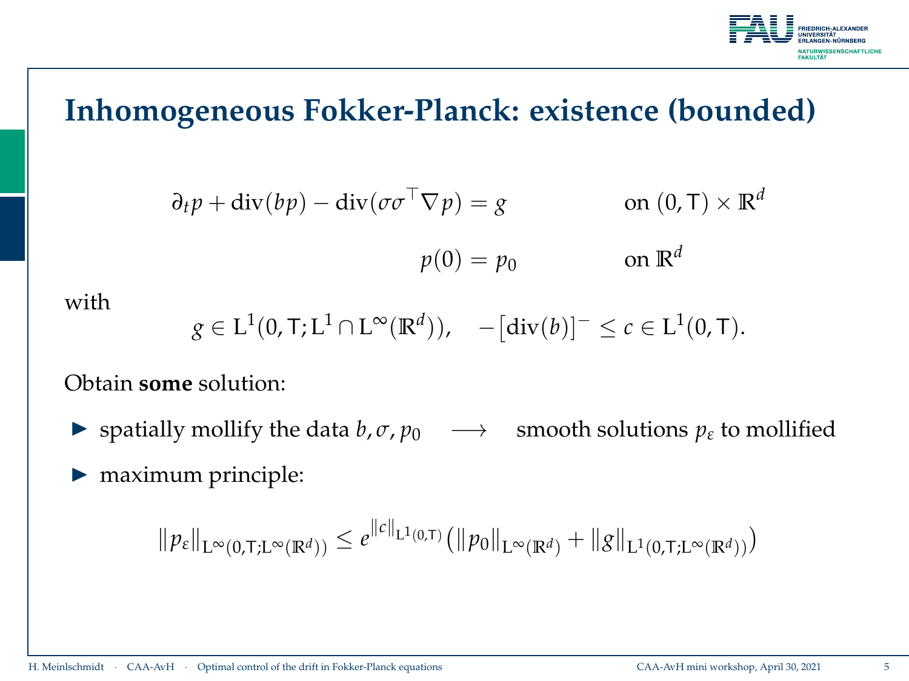# Inhomogeneous Fokker-Planck: existence (bounded)

$$\partial_t p + \operatorname{div}(bp) - \operatorname{div}(\sigma\sigma^\top \nabla p) = g \qquad \text{on } (0,\mathsf{T}) \times \mathbb{R}^d$$

$$p(0) = p_0 \qquad \text{on } \mathbb{R}^d$$

with

$$g \in \mathrm{L}^1(0,\mathsf{T};\mathrm{L}^1 \cap \mathrm{L}^\infty(\mathbb{R}^d)), \quad -\big[\operatorname{div}(b)\big]^- \leq c \in \mathrm{L}^1(0,\mathsf{T}).$$

Obtain **some** solution:

- spatially mollify the data $b, \sigma, p_0 \quad \longrightarrow \quad$ smooth solutions $p_\varepsilon$ to mollified
- maximum principle:

$$\|p_\varepsilon\|_{\mathrm{L}^\infty(0,\mathsf{T};\mathrm{L}^\infty(\mathbb{R}^d))} \leq e^{\|c\|_{\mathrm{L}^1(0,\mathsf{T})}}\big(\|p_0\|_{\mathrm{L}^\infty(\mathbb{R}^d)} + \|g\|_{\mathrm{L}^1(0,\mathsf{T};\mathrm{L}^\infty(\mathbb{R}^d))}\big)$$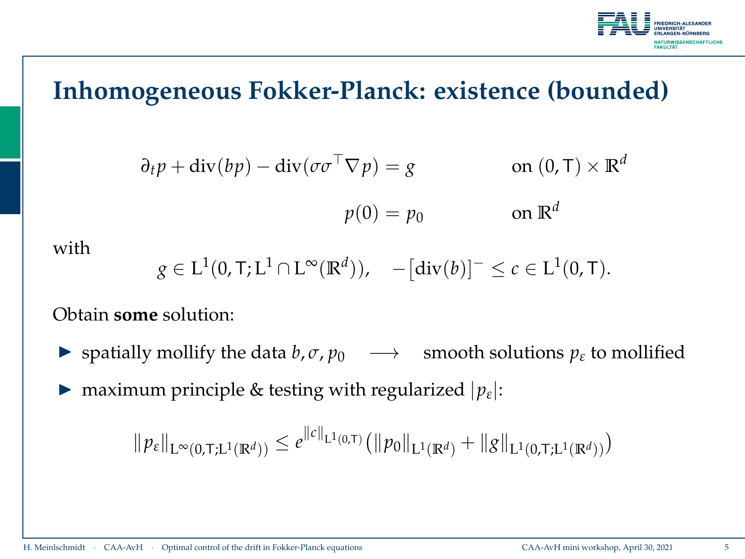# Inhomogeneous Fokker-Planck: existence (bounded)

$$\partial_t p + \operatorname{div}(bp) - \operatorname{div}(\sigma\sigma^\top \nabla p) = g \qquad \text{on } (0,\mathsf{T}) \times \mathbb{R}^d$$

$$p(0) = p_0 \qquad \text{on } \mathbb{R}^d$$

with

$$g \in \mathrm{L}^1(0,\mathsf{T};\mathrm{L}^1 \cap \mathrm{L}^\infty(\mathbb{R}^d)), \quad -\big[\operatorname{div}(b)\big]^- \leq c \in \mathrm{L}^1(0,\mathsf{T}).$$

Obtain **some** solution:

- spatially mollify the data $b, \sigma, p_0 \quad \longrightarrow \quad$ smooth solutions $p_\varepsilon$ to mollified
- maximum principle & testing with regularized $|p_\varepsilon|$:

$$\|p_\varepsilon\|_{\mathrm{L}^\infty(0,\mathsf{T};\mathrm{L}^1(\mathbb{R}^d))} \leq e^{\|c\|_{\mathrm{L}^1(0,\mathsf{T})}}\big(\|p_0\|_{\mathrm{L}^1(\mathbb{R}^d)} + \|g\|_{\mathrm{L}^1(0,\mathsf{T};\mathrm{L}^1(\mathbb{R}^d))}\big)$$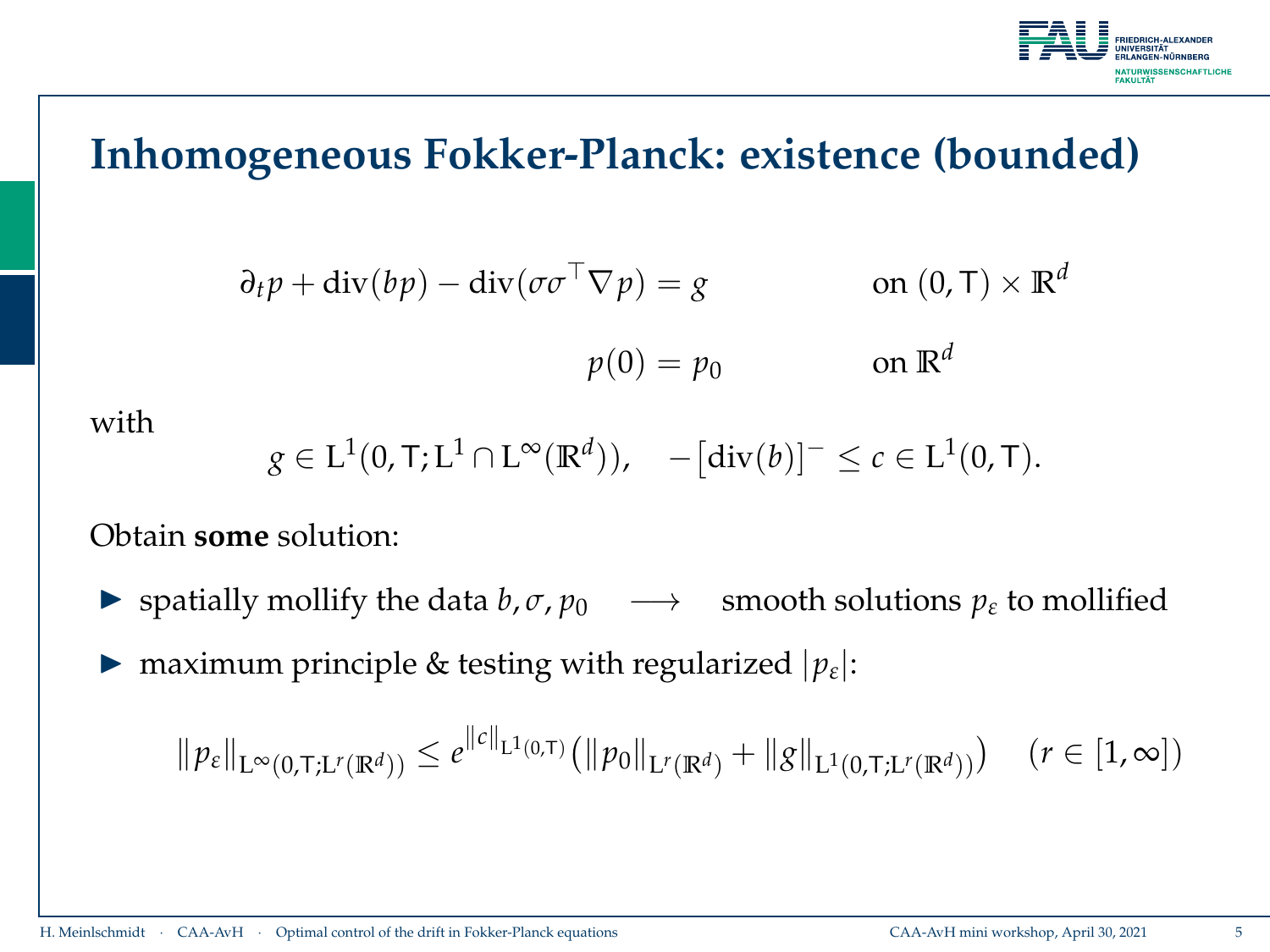# Inhomogeneous Fokker-Planck: existence (bounded)

$$
\begin{aligned}
\partial_t p + \operatorname{div}(bp) - \operatorname{div}(\sigma\sigma^\top \nabla p) &= g \qquad && \text{on } (0,\mathsf{T}) \times \mathbb{R}^d \\
p(0) &= p_0 && \text{on } \mathbb{R}^d
\end{aligned}
$$

with

$$
g \in \mathrm{L}^1(0,\mathsf{T};\mathrm{L}^1 \cap \mathrm{L}^\infty(\mathbb{R}^d)), \quad -\left[\operatorname{div}(b)\right]^- \leq c \in \mathrm{L}^1(0,\mathsf{T}).
$$

Obtain **some** solution:

- spatially mollify the data $b, \sigma, p_0 \quad \longrightarrow \quad$ smooth solutions $p_\varepsilon$ to mollified
- maximum principle & testing with regularized $|p_\varepsilon|$:

$$
\|p_\varepsilon\|_{\mathrm{L}^\infty(0,\mathsf{T};\mathrm{L}^r(\mathbb{R}^d))} \leq e^{\|c\|_{\mathrm{L}^1(0,\mathsf{T})}}\left(\|p_0\|_{\mathrm{L}^r(\mathbb{R}^d)} + \|g\|_{\mathrm{L}^1(0,\mathsf{T};\mathrm{L}^r(\mathbb{R}^d))}\right) \quad (r \in [1,\infty])
$$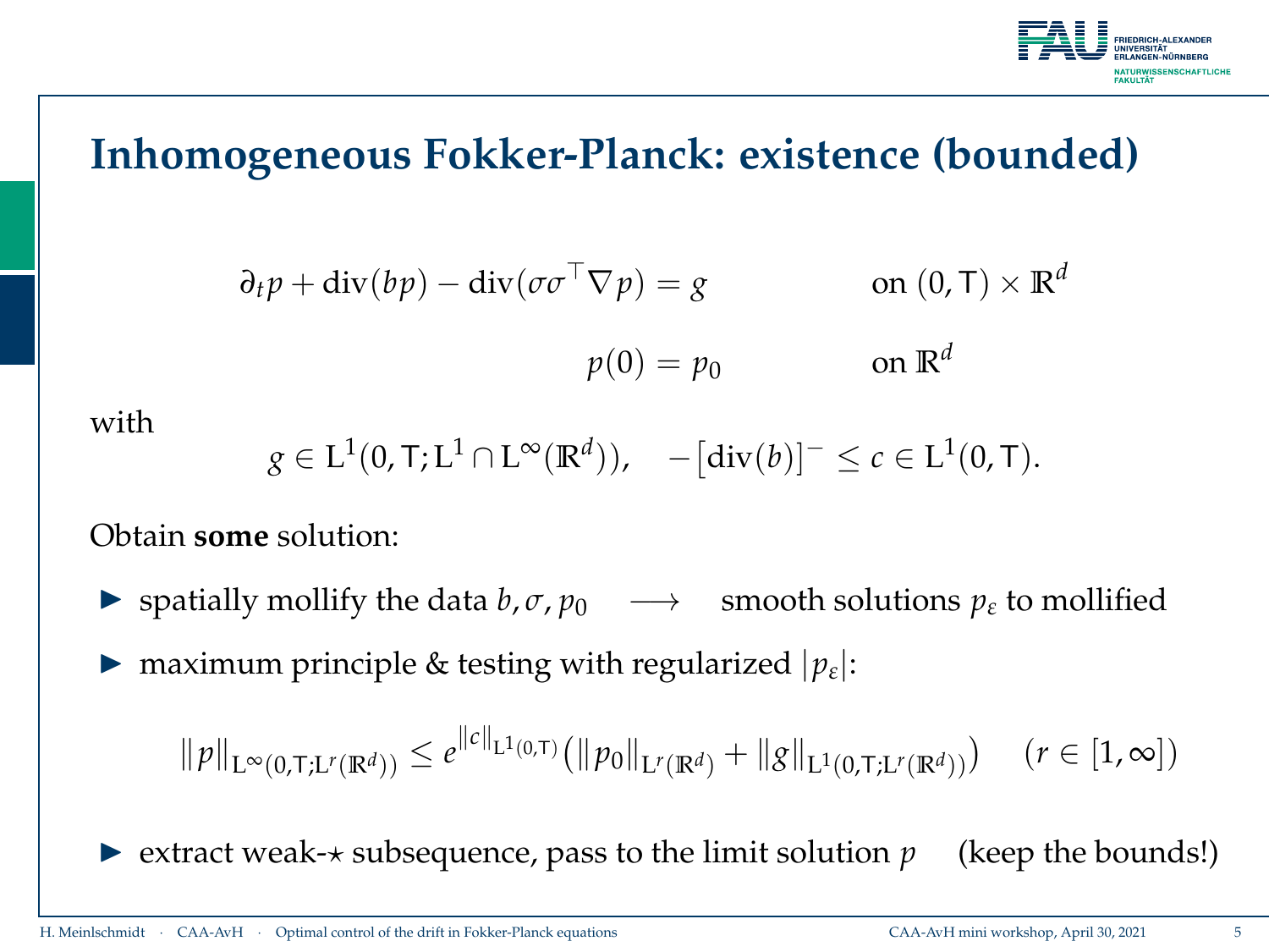# Inhomogeneous Fokker-Planck: existence (bounded)

$$
\begin{aligned}
\partial_t p + \operatorname{div}(bp) - \operatorname{div}(\sigma\sigma^\top \nabla p) &= g && \text{on } (0,\mathsf{T}) \times \mathbb{R}^d \\
p(0) &= p_0 && \text{on } \mathbb{R}^d
\end{aligned}
$$

with

$$
g \in \mathrm{L}^1(0,\mathsf{T};\mathrm{L}^1 \cap \mathrm{L}^\infty(\mathbb{R}^d)), \quad -\big[\operatorname{div}(b)\big]^- \leq c \in \mathrm{L}^1(0,\mathsf{T}).
$$

Obtain **some** solution:

- spatially mollify the data $b, \sigma, p_0 \quad \longrightarrow \quad$ smooth solutions $p_\varepsilon$ to mollified
- maximum principle & testing with regularized $|p_\varepsilon|$:

$$
\|p\|_{\mathrm{L}^\infty(0,\mathsf{T};\mathrm{L}^r(\mathbb{R}^d))} \leq e^{\|c\|_{\mathrm{L}^1(0,\mathsf{T})}} \big(\|p_0\|_{\mathrm{L}^r(\mathbb{R}^d)} + \|g\|_{\mathrm{L}^1(0,\mathsf{T};\mathrm{L}^r(\mathbb{R}^d))}\big) \quad (r \in [1,\infty])
$$

- extract weak-$\star$ subsequence, pass to the limit solution $p$ (keep the bounds!)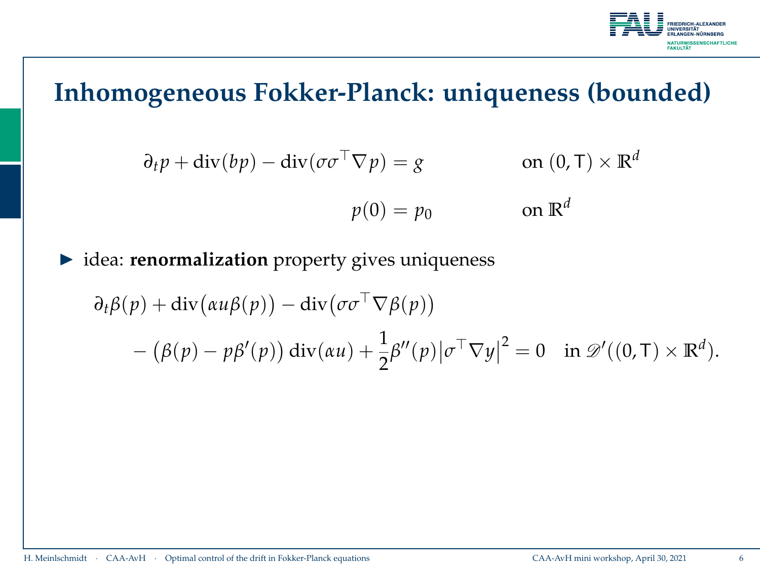# Inhomogeneous Fokker-Planck: uniqueness (bounded)

$$
\begin{aligned}
\partial_t p + \operatorname{div}(bp) - \operatorname{div}(\sigma\sigma^\top \nabla p) &= g && \text{on } (0,\mathsf{T}) \times \mathbb{R}^d \\
p(0) &= p_0 && \text{on } \mathbb{R}^d
\end{aligned}
$$

- idea: **renormalization** property gives uniqueness

$$
\begin{aligned}
&\partial_t \beta(p) + \operatorname{div}\bigl(\alpha u \beta(p)\bigr) - \operatorname{div}\bigl(\sigma\sigma^\top \nabla \beta(p)\bigr) \\
&\qquad - \bigl(\beta(p) - p\beta'(p)\bigr) \operatorname{div}(\alpha u) + \frac{1}{2}\beta''(p)\bigl|\sigma^\top \nabla y\bigr|^2 = 0 \quad \text{in } \mathscr{D}'((0,\mathsf{T}) \times \mathbb{R}^d).
\end{aligned}
$$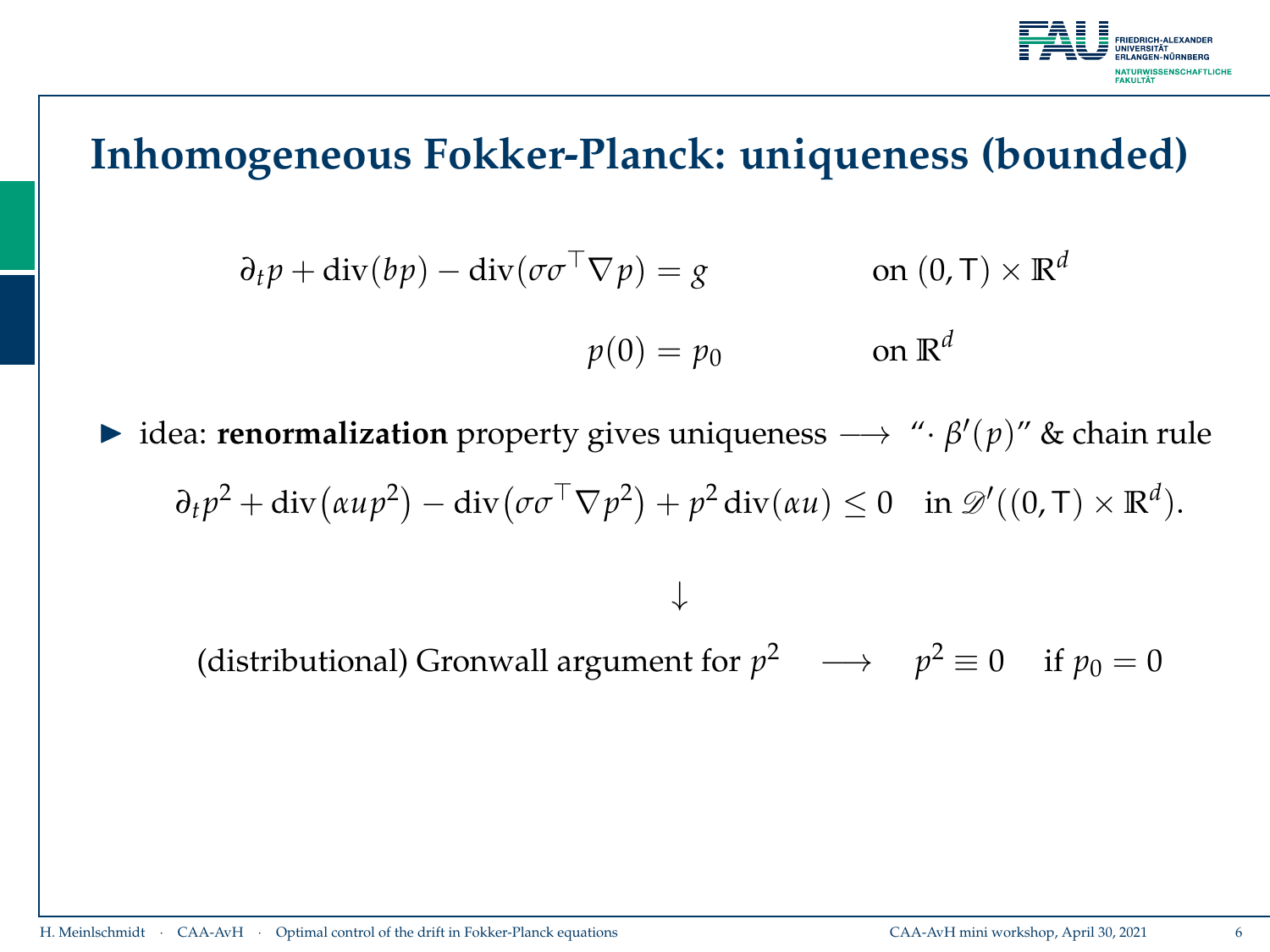# Inhomogeneous Fokker-Planck: uniqueness (bounded)

$$\partial_t p + \operatorname{div}(bp) - \operatorname{div}(\sigma\sigma^\top \nabla p) = g \qquad \text{on } (0, \mathsf{T}) \times \mathbb{R}^d$$

$$p(0) = p_0 \qquad \text{on } \mathbb{R}^d$$

- idea: **renormalization** property gives uniqueness $\longrightarrow$ "$\cdot\, \beta'(p)$" & chain rule

$$\partial_t p^2 + \operatorname{div}\big(\alpha u p^2\big) - \operatorname{div}\big(\sigma\sigma^\top \nabla p^2\big) + p^2 \operatorname{div}(\alpha u) \leq 0 \quad \text{in } \mathscr{D}'((0, \mathsf{T}) \times \mathbb{R}^d).$$

$$\downarrow$$

(distributional) Gronwall argument for $p^2 \quad \longrightarrow \quad p^2 \equiv 0 \quad$ if $p_0 = 0$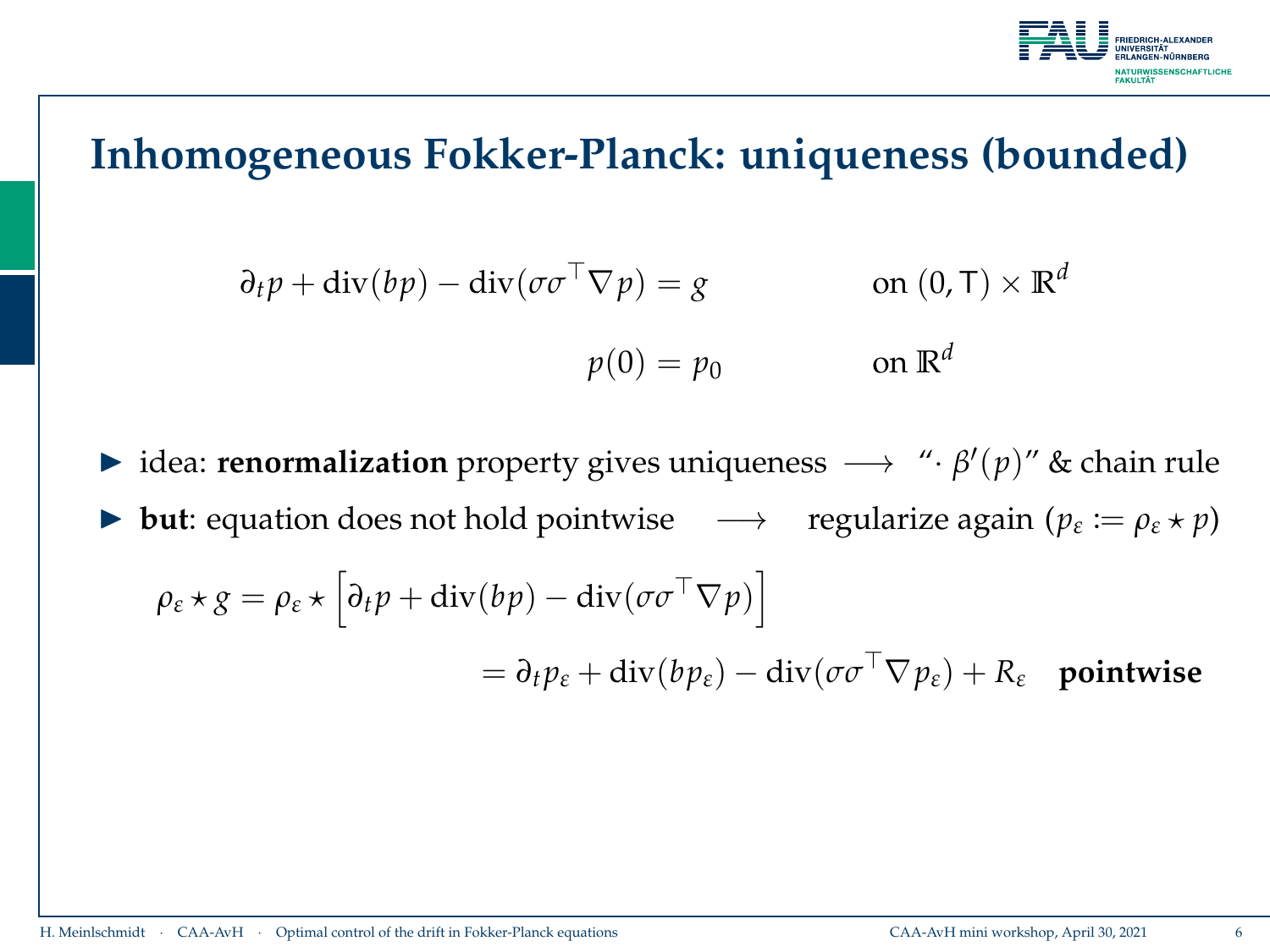# Inhomogeneous Fokker-Planck: uniqueness (bounded)

$$\partial_t p + \operatorname{div}(bp) - \operatorname{div}(\sigma\sigma^\top \nabla p) = g \qquad \text{on } (0,\mathsf{T}) \times \mathbb{R}^d$$

$$p(0) = p_0 \qquad \text{on } \mathbb{R}^d$$

- idea: **renormalization** property gives uniqueness $\longrightarrow$ "$\cdot\, \beta'(p)$" & chain rule
- **but**: equation does not hold pointwise $\longrightarrow$ regularize again ($p_\varepsilon := \rho_\varepsilon \star p$)

$$\rho_\varepsilon \star g = \rho_\varepsilon \star \Big[\partial_t p + \operatorname{div}(bp) - \operatorname{div}(\sigma\sigma^\top \nabla p)\Big]$$

$$= \partial_t p_\varepsilon + \operatorname{div}(bp_\varepsilon) - \operatorname{div}(\sigma\sigma^\top \nabla p_\varepsilon) + R_\varepsilon \quad \textbf{pointwise}$$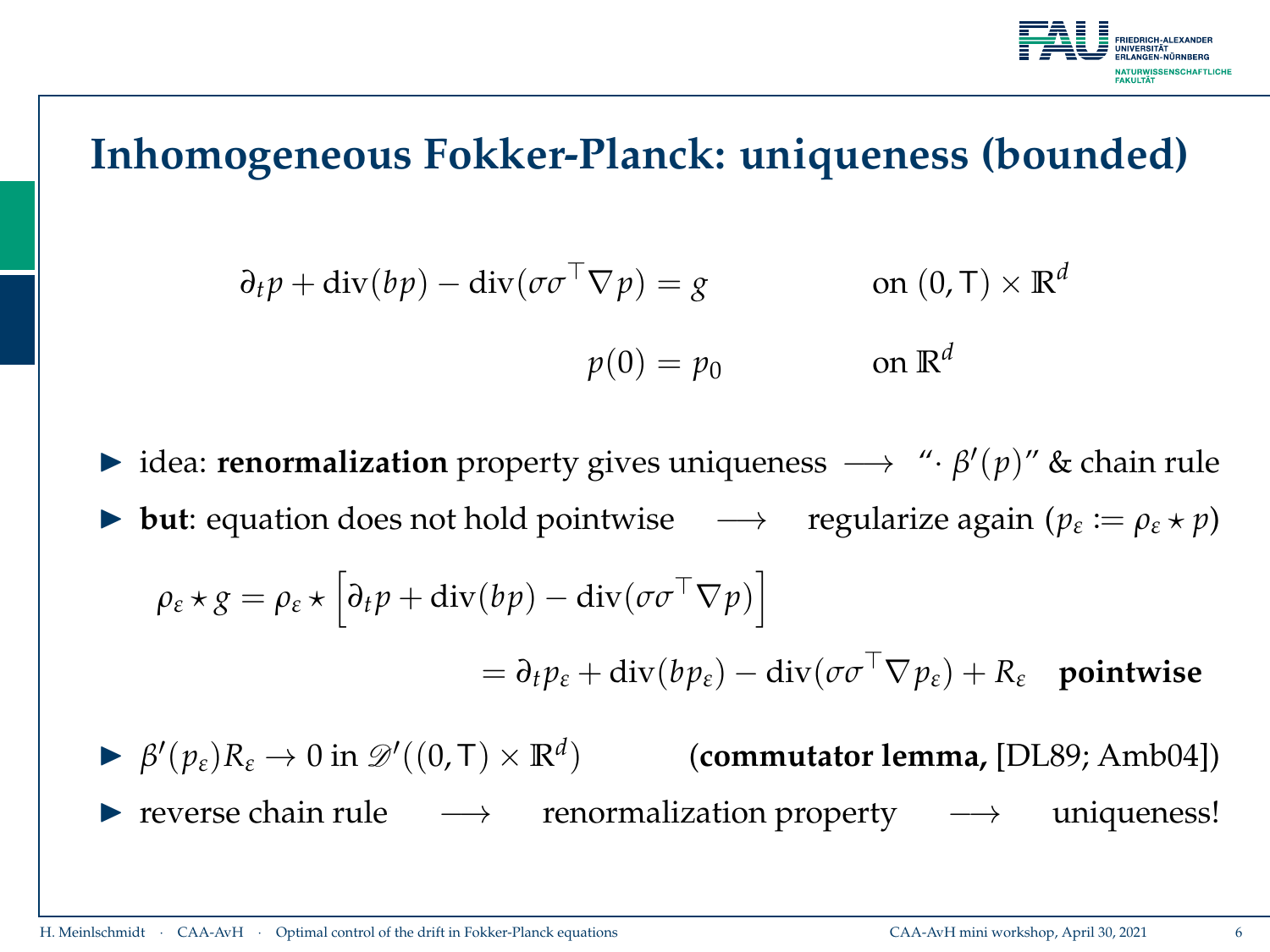# Inhomogeneous Fokker-Planck: uniqueness (bounded)

$$
\begin{aligned}
\partial_t p + \operatorname{div}(bp) - \operatorname{div}(\sigma\sigma^\top \nabla p) &= g && \text{on } (0,\mathsf{T}) \times \mathbb{R}^d \\
p(0) &= p_0 && \text{on } \mathbb{R}^d
\end{aligned}
$$

- idea: **renormalization** property gives uniqueness $\longrightarrow$ "$\cdot\, \beta'(p)$" & chain rule
- **but**: equation does not hold pointwise $\longrightarrow$ regularize again ($p_\varepsilon := \rho_\varepsilon \star p$)

$$
\begin{aligned}
\rho_\varepsilon \star g &= \rho_\varepsilon \star \Big[\partial_t p + \operatorname{div}(bp) - \operatorname{div}(\sigma\sigma^\top \nabla p)\Big] \\
&= \partial_t p_\varepsilon + \operatorname{div}(bp_\varepsilon) - \operatorname{div}(\sigma\sigma^\top \nabla p_\varepsilon) + R_\varepsilon \quad \textbf{pointwise}
\end{aligned}
$$

- $\beta'(p_\varepsilon)R_\varepsilon \to 0$ in $\mathscr{D}'((0,\mathsf{T}) \times \mathbb{R}^d)$ (**commutator lemma,** [DL89; Amb04])
- reverse chain rule $\longrightarrow$ renormalization property $\longrightarrow$ uniqueness!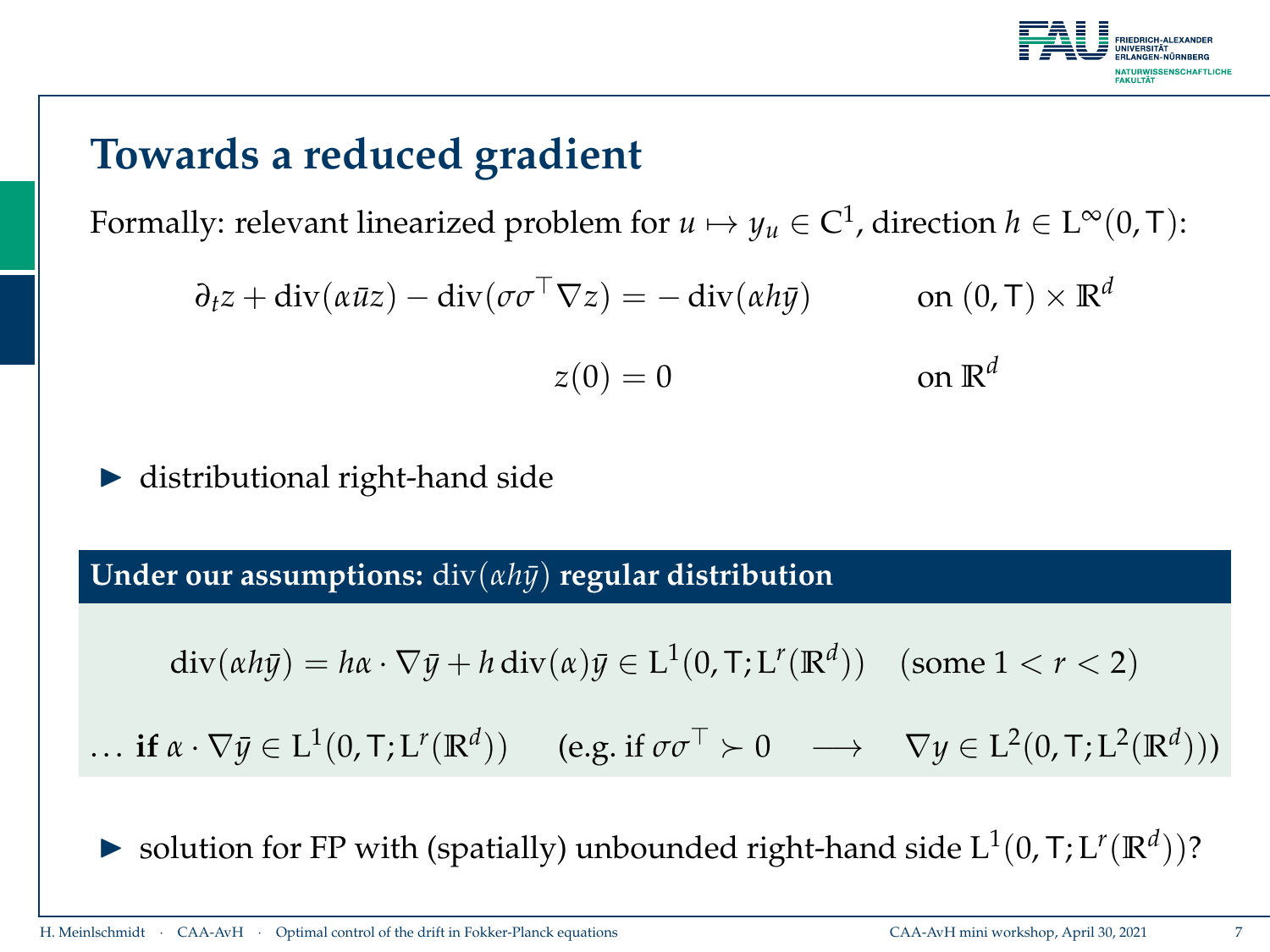# Towards a reduced gradient

Formally: relevant linearized problem for $u \mapsto y_u \in \mathrm{C}^1$, direction $h \in \mathrm{L}^\infty(0,\mathsf{T})$:

$$\partial_t z + \operatorname{div}(\alpha \bar{u} z) - \operatorname{div}(\sigma\sigma^\top \nabla z) = -\operatorname{div}(\alpha h \bar{y}) \qquad \text{on } (0,\mathsf{T}) \times \mathbb{R}^d$$

$$z(0) = 0 \qquad \text{on } \mathbb{R}^d$$

- distributional right-hand side

**Under our assumptions:** $\operatorname{div}(\alpha h \bar{y})$ **regular distribution**

$$\operatorname{div}(\alpha h \bar{y}) = h\alpha \cdot \nabla \bar{y} + h \operatorname{div}(\alpha)\bar{y} \in \mathrm{L}^1(0,\mathsf{T};\mathrm{L}^r(\mathbb{R}^d)) \quad (\text{some } 1 < r < 2)$$

… **if** $\alpha \cdot \nabla \bar{y} \in \mathrm{L}^1(0,\mathsf{T};\mathrm{L}^r(\mathbb{R}^d))$ (e.g. if $\sigma\sigma^\top \succ 0 \longrightarrow \nabla y \in \mathrm{L}^2(0,\mathsf{T};\mathrm{L}^2(\mathbb{R}^d))$)

- solution for FP with (spatially) unbounded right-hand side $\mathrm{L}^1(0,\mathsf{T};\mathrm{L}^r(\mathbb{R}^d))$?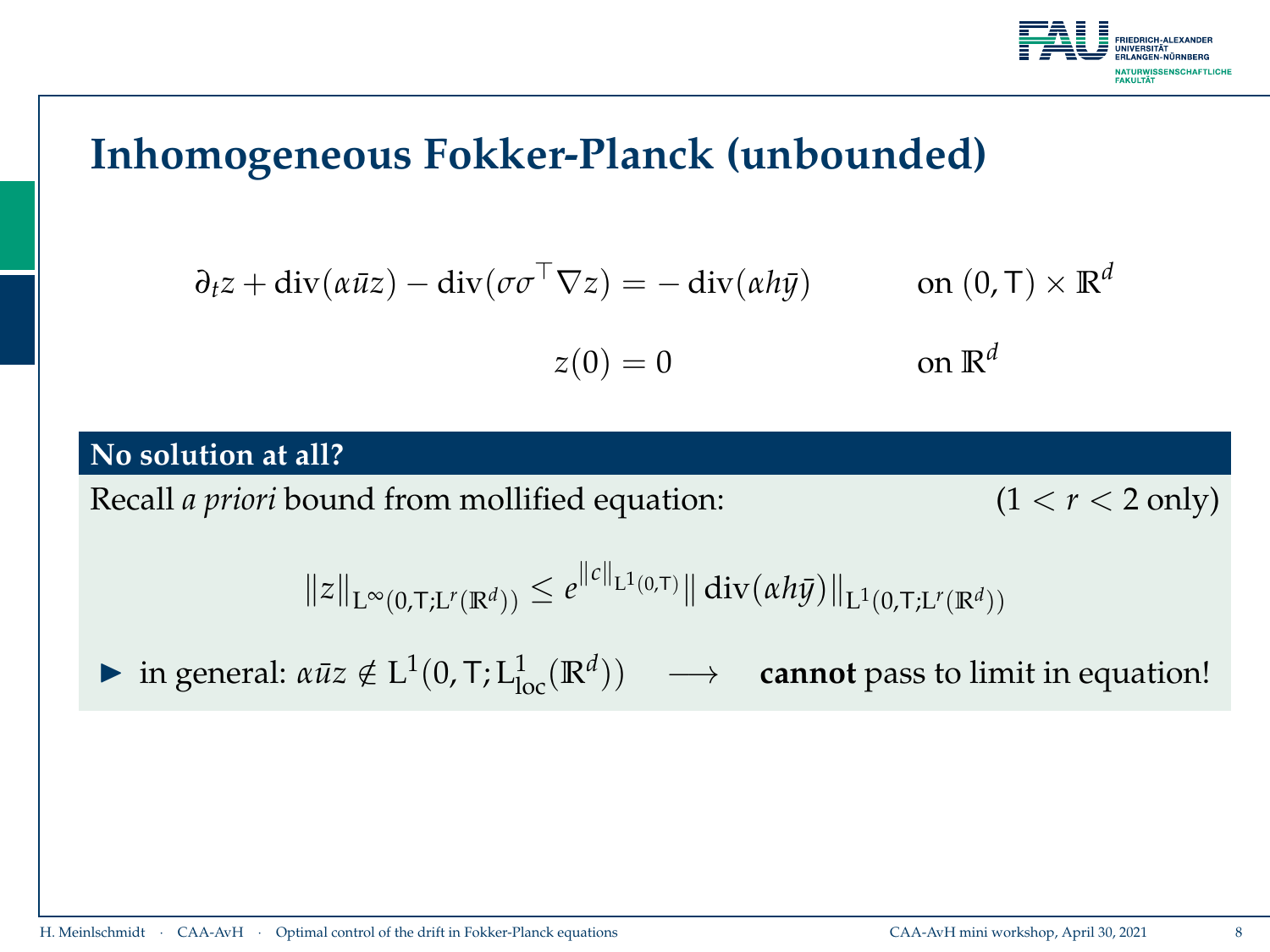# Inhomogeneous Fokker-Planck (unbounded)

$$\partial_t z + \operatorname{div}(\alpha \bar{u} z) - \operatorname{div}(\sigma\sigma^\top \nabla z) = -\operatorname{div}(\alpha h \bar{y}) \qquad \text{on } (0, \mathsf{T}) \times \mathbb{R}^d$$

$$z(0) = 0 \qquad \text{on } \mathbb{R}^d$$

**No solution at all?**

Recall *a priori* bound from mollified equation: $(1 < r < 2$ only$)$

$$\|z\|_{\mathrm{L}^\infty(0,\mathsf{T};\mathrm{L}^r(\mathbb{R}^d))} \leq e^{\|c\|_{\mathrm{L}^1(0,\mathsf{T})}} \|\operatorname{div}(\alpha h \bar{y})\|_{\mathrm{L}^1(0,\mathsf{T};\mathrm{L}^r(\mathbb{R}^d))}$$

- in general: $\alpha \bar{u} z \notin \mathrm{L}^1(0, \mathsf{T}; \mathrm{L}^1_{\mathrm{loc}}(\mathbb{R}^d)) \quad \longrightarrow \quad$ **cannot** pass to limit in equation!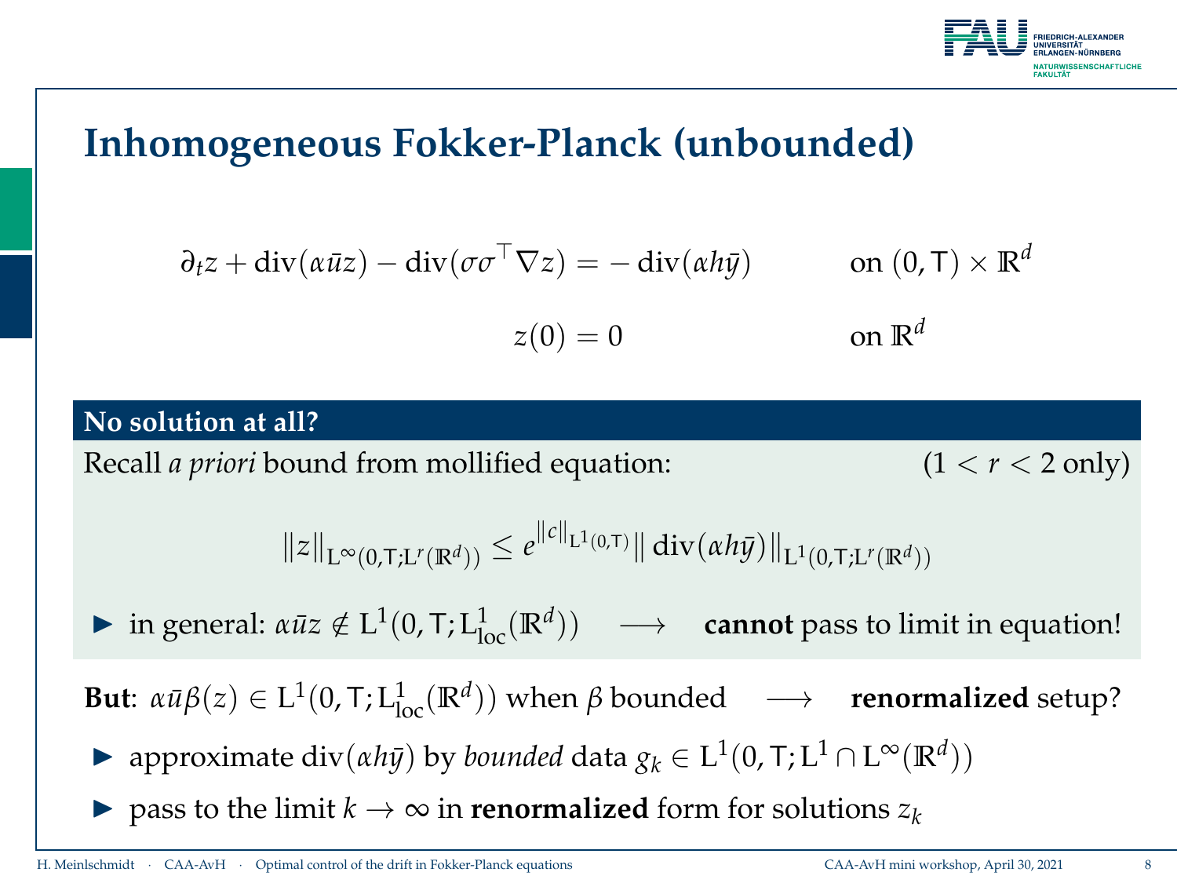# Inhomogeneous Fokker-Planck (unbounded)

$$\partial_t z + \operatorname{div}(\alpha \bar{u} z) - \operatorname{div}(\sigma\sigma^\top \nabla z) = -\operatorname{div}(\alpha h \bar{y}) \qquad \text{on } (0,\mathsf{T}) \times \mathbb{R}^d$$

$$z(0) = 0 \qquad \text{on } \mathbb{R}^d$$

**No solution at all?**

Recall *a priori* bound from mollified equation: (1 < $r$ < 2 only)

$$\|z\|_{\mathrm{L}^\infty(0,\mathsf{T};\mathrm{L}^r(\mathbb{R}^d))} \le e^{\|c\|_{\mathrm{L}^1(0,\mathsf{T})}} \|\operatorname{div}(\alpha h \bar{y})\|_{\mathrm{L}^1(0,\mathsf{T};\mathrm{L}^r(\mathbb{R}^d))}$$

- in general: $\alpha \bar{u} z \notin \mathrm{L}^1(0,\mathsf{T};\mathrm{L}^1_{\mathrm{loc}}(\mathbb{R}^d))$ $\longrightarrow$ **cannot** pass to limit in equation!

**But**: $\alpha \bar{u} \beta(z) \in \mathrm{L}^1(0,\mathsf{T};\mathrm{L}^1_{\mathrm{loc}}(\mathbb{R}^d))$ when $\beta$ bounded $\longrightarrow$ **renormalized** setup?

- approximate $\operatorname{div}(\alpha h \bar{y})$ by *bounded* data $g_k \in \mathrm{L}^1(0,\mathsf{T};\mathrm{L}^1 \cap \mathrm{L}^\infty(\mathbb{R}^d))$
- pass to the limit $k \to \infty$ in **renormalized** form for solutions $z_k$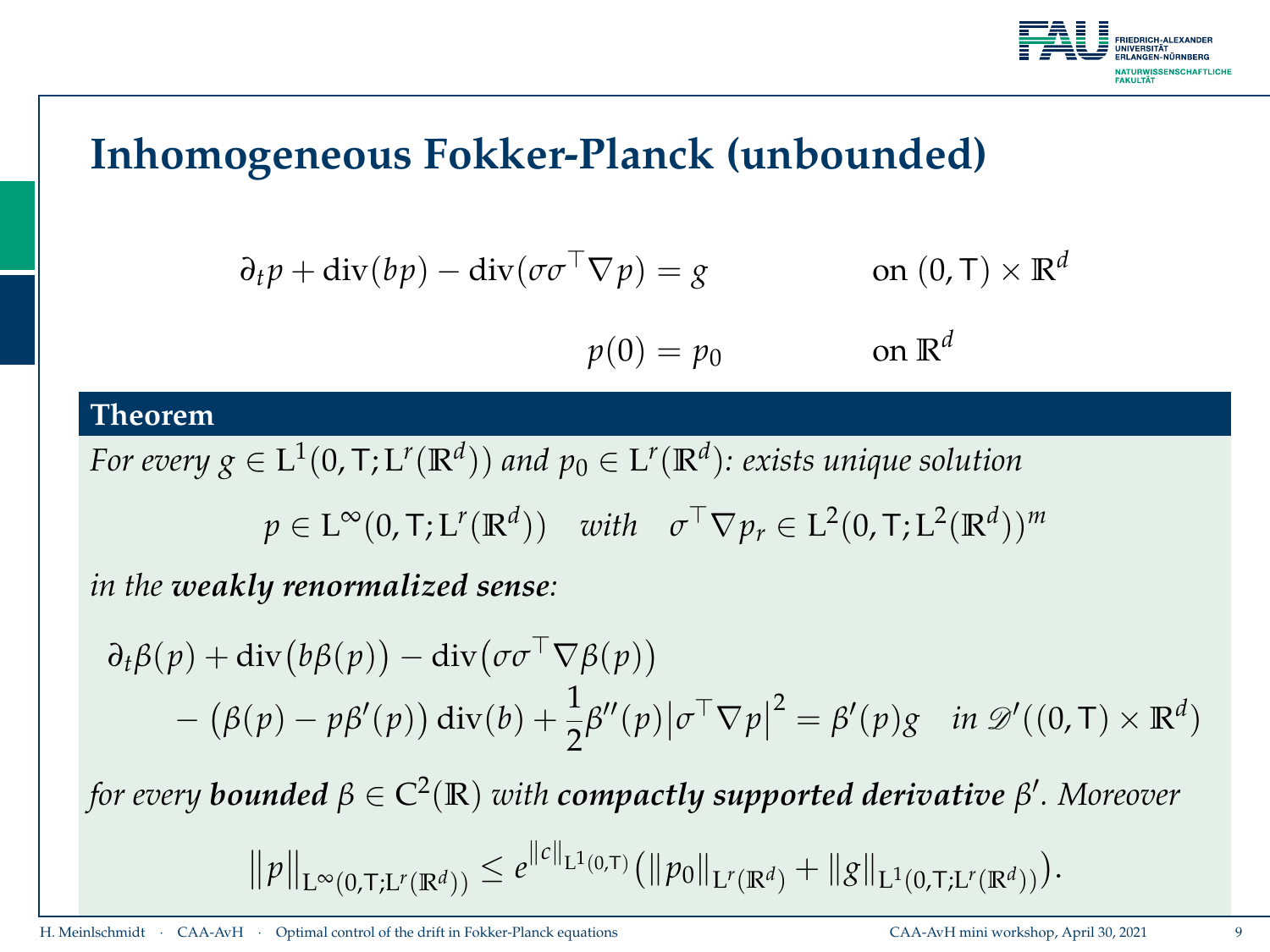# Inhomogeneous Fokker-Planck (unbounded)

$$\partial_t p + \operatorname{div}(bp) - \operatorname{div}(\sigma\sigma^\top \nabla p) = g \qquad \text{on } (0,\mathsf{T}) \times \mathbb{R}^d$$

$$p(0) = p_0 \qquad \text{on } \mathbb{R}^d$$

**Theorem**

*For every $g \in \mathrm{L}^1(0,\mathsf{T};\mathrm{L}^r(\mathbb{R}^d))$ and $p_0 \in \mathrm{L}^r(\mathbb{R}^d)$: exists unique solution*

$$p \in \mathrm{L}^\infty(0,\mathsf{T};\mathrm{L}^r(\mathbb{R}^d)) \quad \textit{with} \quad \sigma^\top \nabla p_r \in \mathrm{L}^2(0,\mathsf{T};\mathrm{L}^2(\mathbb{R}^d))^m$$

*in the **weakly renormalized sense**:*

$$\begin{aligned}
&\partial_t \beta(p) + \operatorname{div}\big(b\beta(p)\big) - \operatorname{div}\big(\sigma\sigma^\top \nabla \beta(p)\big) \\
&\qquad - \big(\beta(p) - p\beta'(p)\big)\operatorname{div}(b) + \frac{1}{2}\beta''(p)\big|\sigma^\top \nabla p\big|^2 = \beta'(p) g \quad \textit{in } \mathscr{D}'((0,\mathsf{T}) \times \mathbb{R}^d)
\end{aligned}$$

*for every **bounded** $\beta \in \mathrm{C}^2(\mathbb{R})$ with **compactly supported derivative** $\beta'$. Moreover*

$$\|p\|_{\mathrm{L}^\infty(0,\mathsf{T};\mathrm{L}^r(\mathbb{R}^d))} \le e^{\|c\|_{\mathrm{L}^1(0,\mathsf{T})}} \big(\|p_0\|_{\mathrm{L}^r(\mathbb{R}^d)} + \|g\|_{\mathrm{L}^1(0,\mathsf{T};\mathrm{L}^r(\mathbb{R}^d))}\big).$$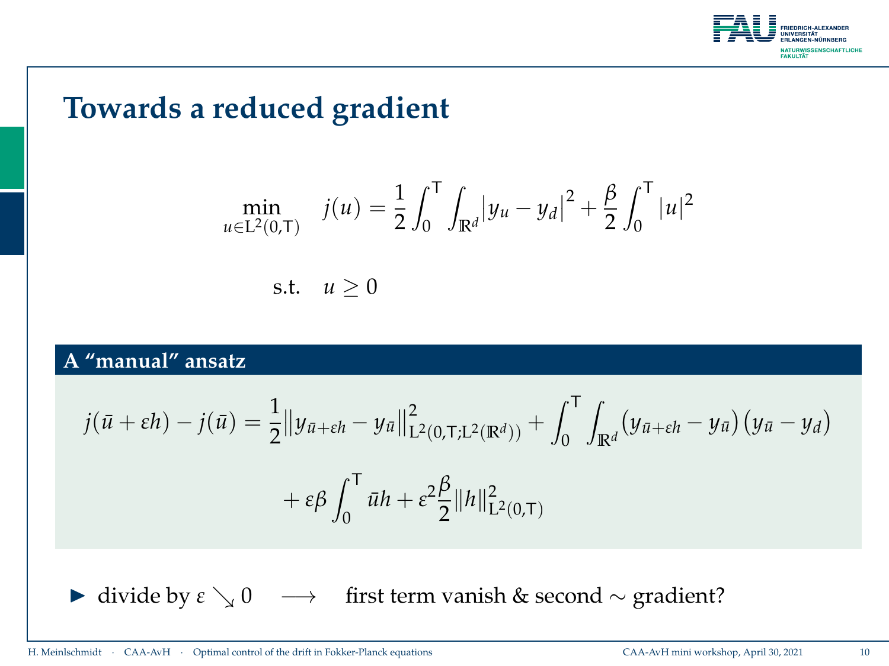# Towards a reduced gradient

$$\min_{u \in \mathrm{L}^2(0,\mathsf{T})} \quad j(u) = \frac{1}{2}\int_0^{\mathsf{T}} \int_{\mathbb{R}^d} \left|y_u - y_d\right|^2 + \frac{\beta}{2}\int_0^{\mathsf{T}} |u|^2$$

$$\text{s.t.} \quad u \geq 0$$

## A “manual” ansatz

$$j(\bar{u} + \varepsilon h) - j(\bar{u}) = \frac{1}{2}\left\|y_{\bar{u}+\varepsilon h} - y_{\bar{u}}\right\|^2_{\mathrm{L}^2(0,\mathsf{T};\mathrm{L}^2(\mathbb{R}^d))} + \int_0^{\mathsf{T}}\int_{\mathbb{R}^d} \left(y_{\bar{u}+\varepsilon h} - y_{\bar{u}}\right)\left(y_{\bar{u}} - y_d\right)$$

$$+ \varepsilon\beta\int_0^{\mathsf{T}} \bar{u}h + \varepsilon^2\frac{\beta}{2}\|h\|^2_{\mathrm{L}^2(0,\mathsf{T})}$$

- divide by $\varepsilon \searrow 0 \quad \longrightarrow \quad$ first term vanish & second $\sim$ gradient?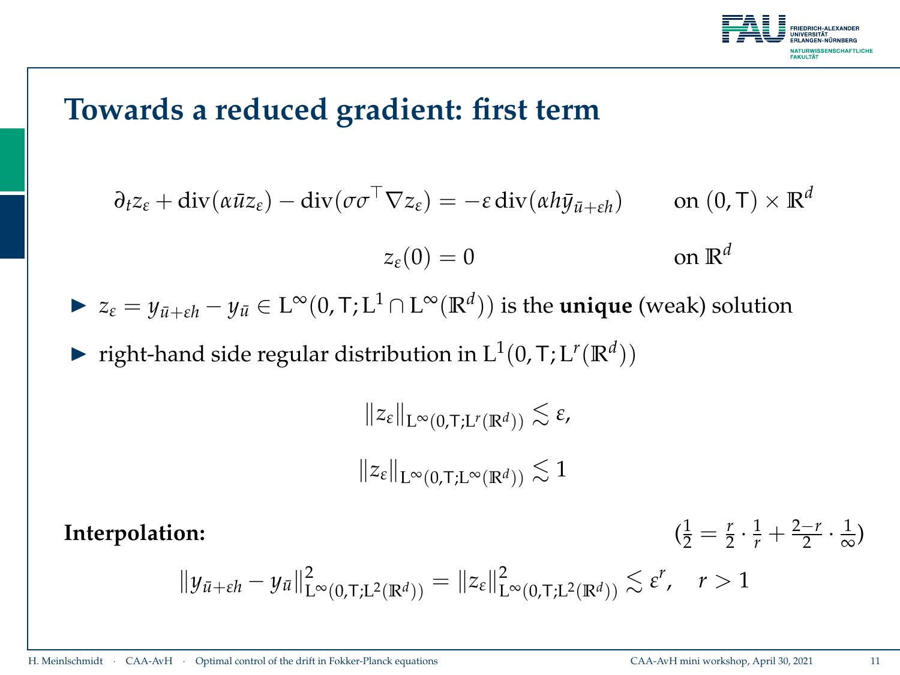# Towards a reduced gradient: first term

$$\partial_t z_\varepsilon + \operatorname{div}(\alpha \bar{u} z_\varepsilon) - \operatorname{div}(\sigma\sigma^\top \nabla z_\varepsilon) = -\varepsilon \operatorname{div}(\alpha h \bar{y}_{\bar{u}+\varepsilon h}) \qquad \text{on } (0,\mathsf{T}) \times \mathbb{R}^d$$

$$z_\varepsilon(0) = 0 \qquad \text{on } \mathbb{R}^d$$

- $z_\varepsilon = y_{\bar{u}+\varepsilon h} - y_{\bar{u}} \in \mathrm{L}^\infty(0,\mathsf{T};\mathrm{L}^1 \cap \mathrm{L}^\infty(\mathbb{R}^d))$ is the **unique** (weak) solution
- right-hand side regular distribution in $\mathrm{L}^1(0,\mathsf{T};\mathrm{L}^r(\mathbb{R}^d))$

$$\|z_\varepsilon\|_{\mathrm{L}^\infty(0,\mathsf{T};\mathrm{L}^r(\mathbb{R}^d))} \lesssim \varepsilon,$$

$$\|z_\varepsilon\|_{\mathrm{L}^\infty(0,\mathsf{T};\mathrm{L}^\infty(\mathbb{R}^d))} \lesssim 1$$

**Interpolation:** $\left(\frac{1}{2} = \frac{r}{2} \cdot \frac{1}{r} + \frac{2-r}{2} \cdot \frac{1}{\infty}\right)$

$$\|y_{\bar{u}+\varepsilon h} - y_{\bar{u}}\|^2_{\mathrm{L}^\infty(0,\mathsf{T};\mathrm{L}^2(\mathbb{R}^d))} = \|z_\varepsilon\|^2_{\mathrm{L}^\infty(0,\mathsf{T};\mathrm{L}^2(\mathbb{R}^d))} \lesssim \varepsilon^r, \quad r > 1$$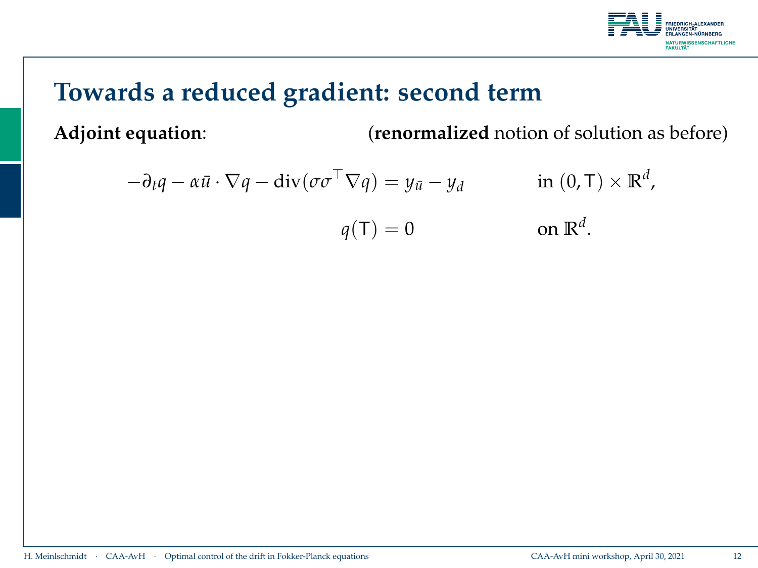# Towards a reduced gradient: second term

**Adjoint equation**: (**renormalized** notion of solution as before)

$$
\begin{aligned}
-\partial_t q - \alpha \bar{u} \cdot \nabla q - \operatorname{div}(\sigma\sigma^\top \nabla q) &= y_{\bar{u}} - y_d && \text{in } (0, \mathsf{T}) \times \mathbb{R}^d, \\
q(\mathsf{T}) &= 0 && \text{on } \mathbb{R}^d.
\end{aligned}
$$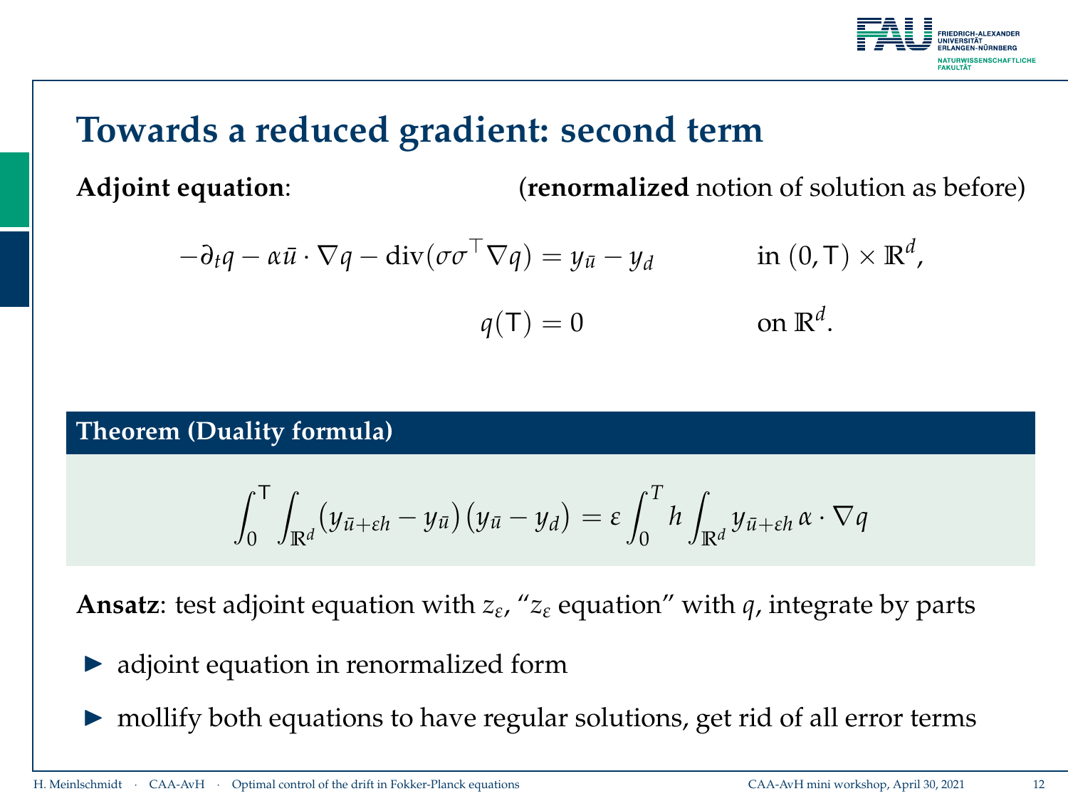# Towards a reduced gradient: second term

**Adjoint equation**: (**renormalized** notion of solution as before)

$$
\begin{aligned}
-\partial_t q - \alpha \bar{u} \cdot \nabla q - \operatorname{div}(\sigma\sigma^\top \nabla q) &= y_{\bar{u}} - y_d \qquad && \text{in } (0,\mathsf{T}) \times \mathbb{R}^d, \\
q(\mathsf{T}) &= 0 && \text{on } \mathbb{R}^d.
\end{aligned}
$$

**Theorem (Duality formula)**

$$
\int_0^{\mathsf{T}} \int_{\mathbb{R}^d} \big(y_{\bar{u}+\varepsilon h} - y_{\bar{u}}\big)\big(y_{\bar{u}} - y_d\big) = \varepsilon \int_0^T h \int_{\mathbb{R}^d} y_{\bar{u}+\varepsilon h}\, \alpha \cdot \nabla q
$$

**Ansatz**: test adjoint equation with $z_\varepsilon$, "$z_\varepsilon$ equation" with $q$, integrate by parts

- adjoint equation in renormalized form
- mollify both equations to have regular solutions, get rid of all error terms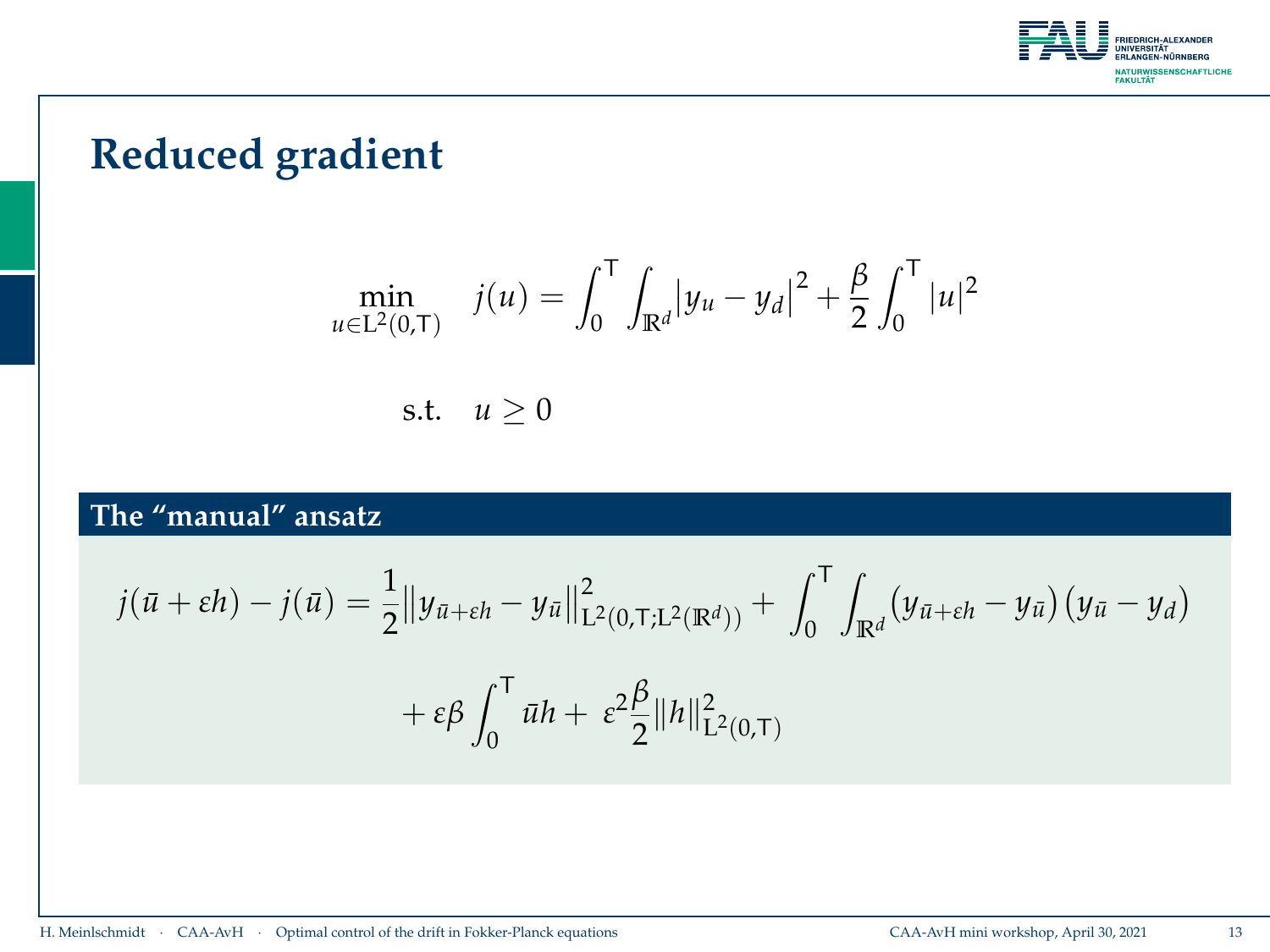# Reduced gradient

$$\min_{u \in \mathrm{L}^2(0,\mathsf{T})} \quad j(u) = \int_0^{\mathsf{T}} \int_{\mathbb{R}^d} \left|y_u - y_d\right|^2 + \frac{\beta}{2} \int_0^{\mathsf{T}} |u|^2$$

$$\text{s.t.} \quad u \geq 0$$

**The “manual” ansatz**

$$j(\bar{u} + \varepsilon h) - j(\bar{u}) = \frac{1}{2} \left\| y_{\bar{u}+\varepsilon h} - y_{\bar{u}} \right\|^2_{\mathrm{L}^2(0,\mathsf{T};\mathrm{L}^2(\mathbb{R}^d))} + \int_0^{\mathsf{T}} \int_{\mathbb{R}^d} \left(y_{\bar{u}+\varepsilon h} - y_{\bar{u}}\right)\left(y_{\bar{u}} - y_d\right)$$

$$+ \varepsilon \beta \int_0^{\mathsf{T}} \bar{u} h + \varepsilon^2 \frac{\beta}{2} \|h\|^2_{\mathrm{L}^2(0,\mathsf{T})}$$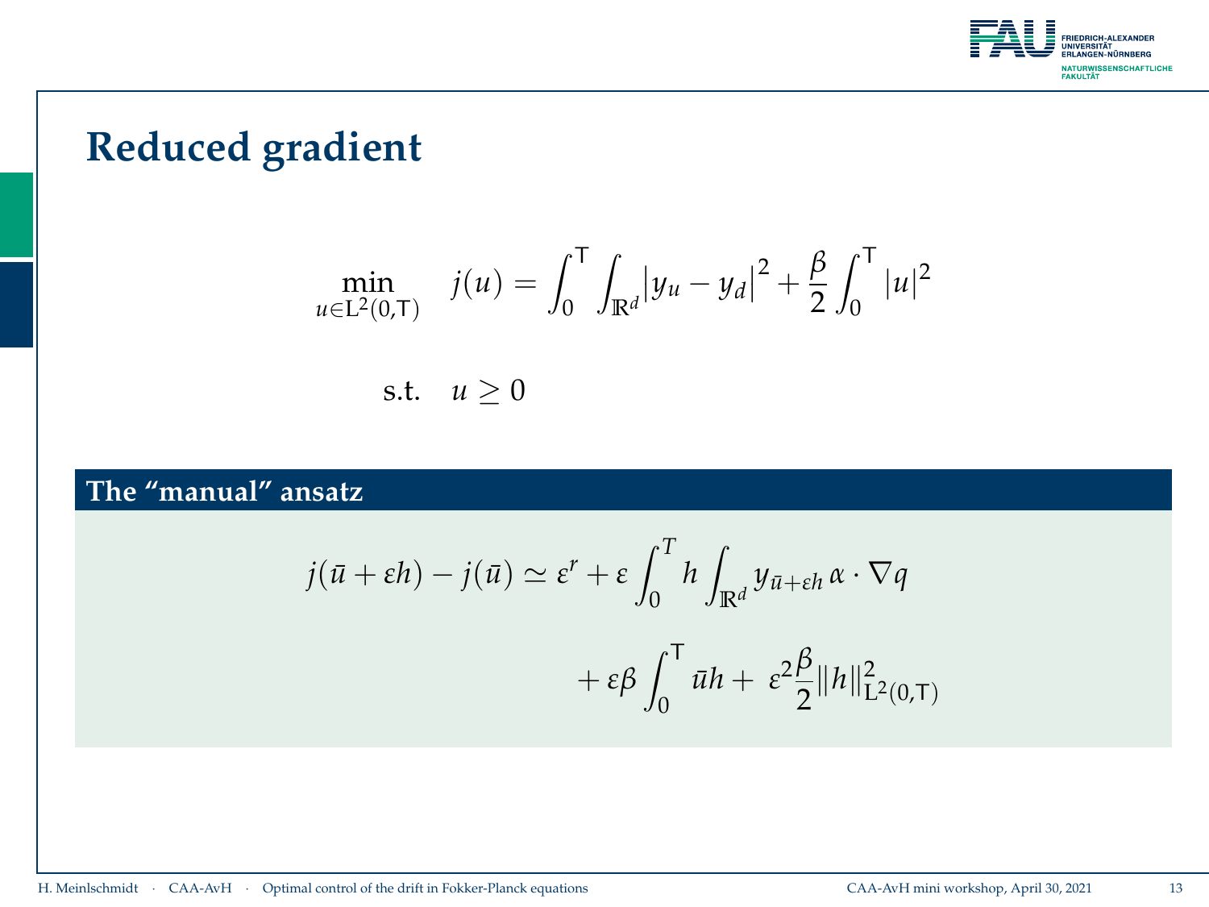# Reduced gradient

$$\min_{u \in \mathrm{L}^2(0,\mathsf{T})} \quad j(u) = \int_0^{\mathsf{T}} \int_{\mathbb{R}^d} \left| y_u - y_d \right|^2 + \frac{\beta}{2} \int_0^{\mathsf{T}} |u|^2$$

$$\text{s.t.} \quad u \geq 0$$

## The “manual” ansatz

$$j(\bar{u} + \varepsilon h) - j(\bar{u}) \simeq \varepsilon^r + \varepsilon \int_0^T h \int_{\mathbb{R}^d} y_{\bar{u}+\varepsilon h} \, \alpha \cdot \nabla q$$

$$+ \varepsilon \beta \int_0^{\mathsf{T}} \bar{u} h + \varepsilon^2 \frac{\beta}{2} \|h\|^2_{\mathrm{L}^2(0,\mathsf{T})}$$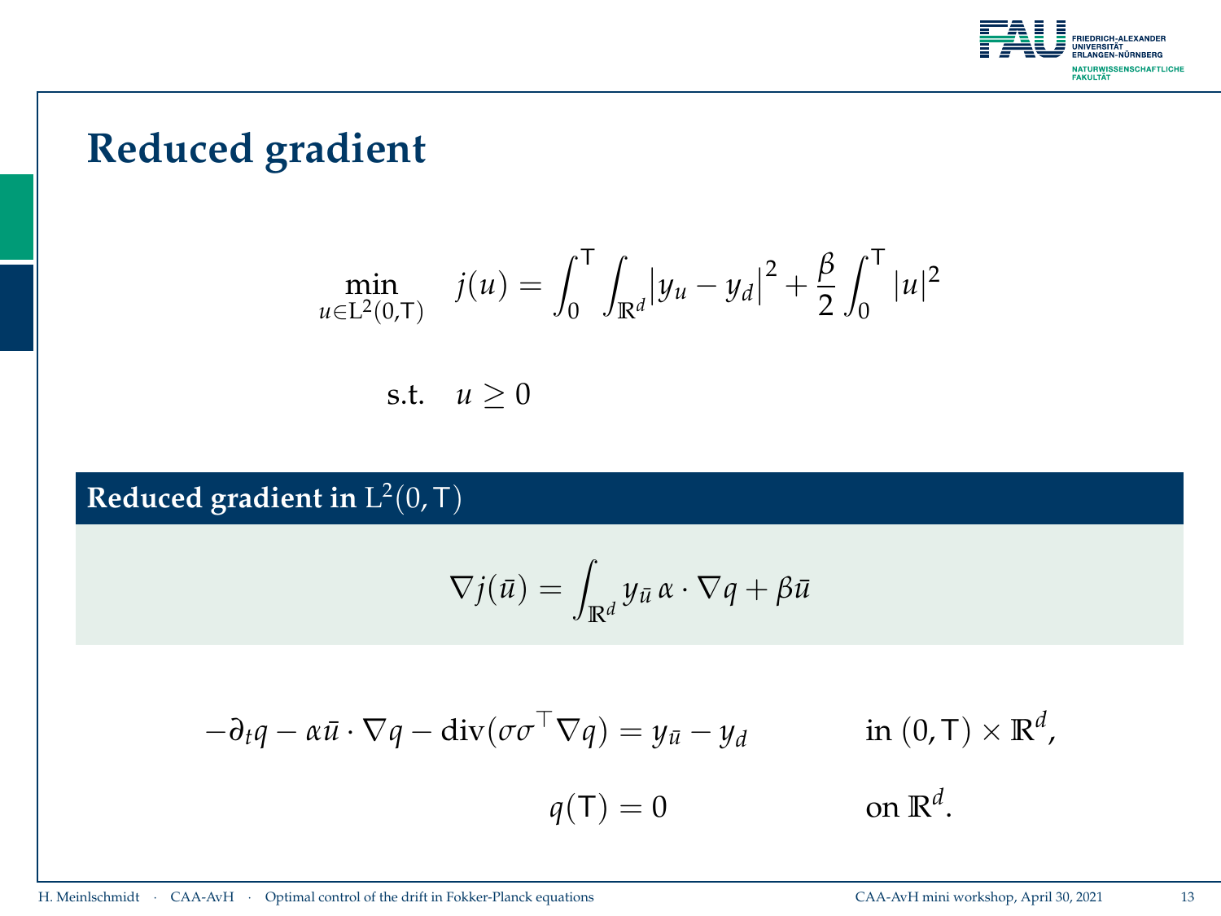# Reduced gradient

$$\min_{u \in \mathrm{L}^2(0,\mathsf{T})} \quad j(u) = \int_0^{\mathsf{T}} \int_{\mathbb{R}^d} \left| y_u - y_d \right|^2 + \frac{\beta}{2} \int_0^{\mathsf{T}} |u|^2$$

$$\text{s.t.} \quad u \geq 0$$

## Reduced gradient in $\mathrm{L}^2(0, \mathsf{T})$

$$\nabla j(\bar{u}) = \int_{\mathbb{R}^d} y_{\bar{u}} \, \alpha \cdot \nabla q + \beta \bar{u}$$

$$-\partial_t q - \alpha \bar{u} \cdot \nabla q - \operatorname{div}(\sigma \sigma^\top \nabla q) = y_{\bar{u}} - y_d \qquad \text{in } (0, \mathsf{T}) \times \mathbb{R}^d,$$

$$q(\mathsf{T}) = 0 \qquad \text{on } \mathbb{R}^d.$$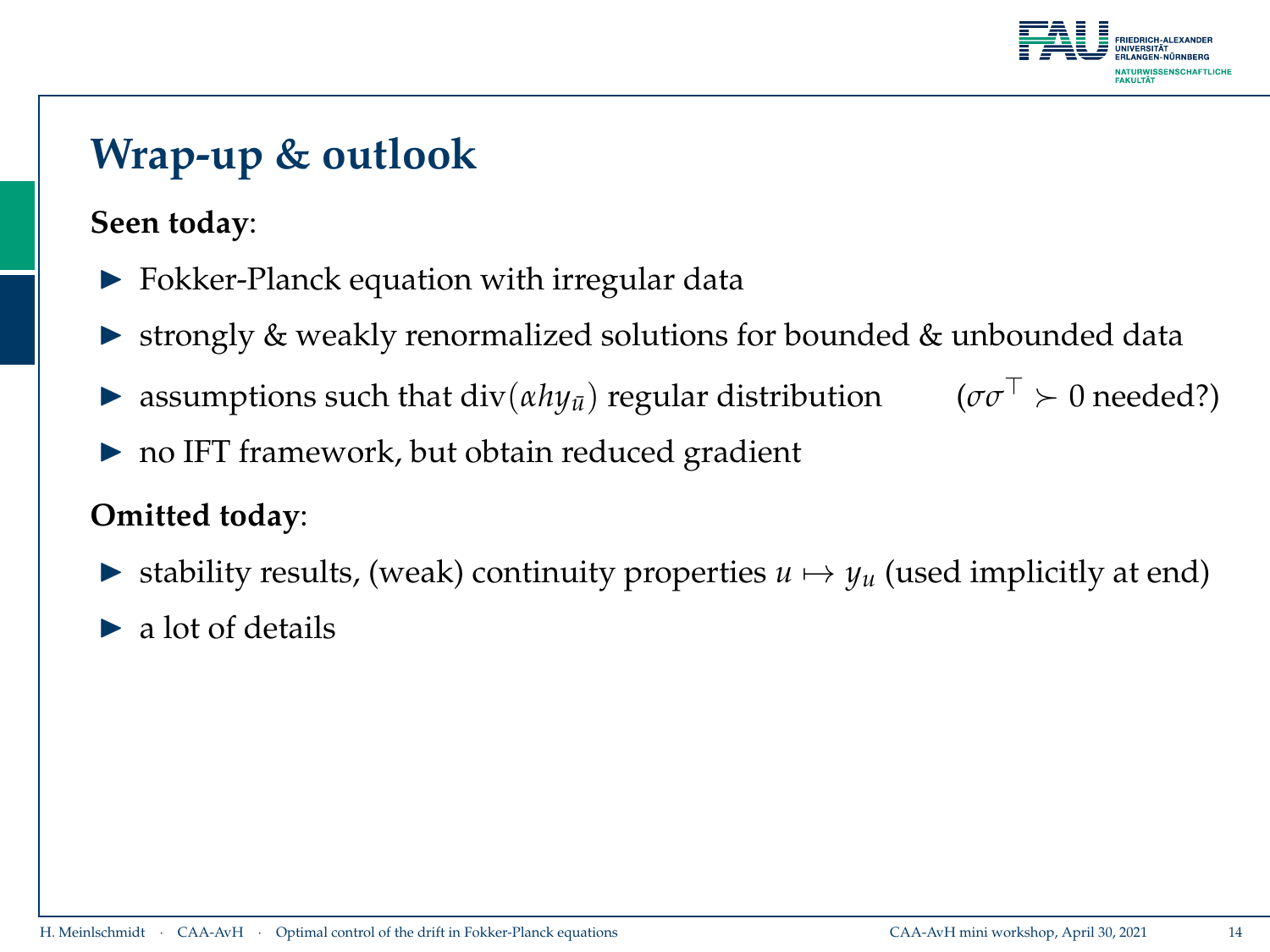# Wrap-up & outlook

**Seen today**:

- Fokker-Planck equation with irregular data
- strongly & weakly renormalized solutions for bounded & unbounded data
- assumptions such that $\operatorname{div}(\alpha h y_{\bar{u}})$ regular distribution $\qquad (\sigma\sigma^\top \succ 0$ needed?)
- no IFT framework, but obtain reduced gradient

**Omitted today**:

- stability results, (weak) continuity properties $u \mapsto y_u$ (used implicitly at end)
- a lot of details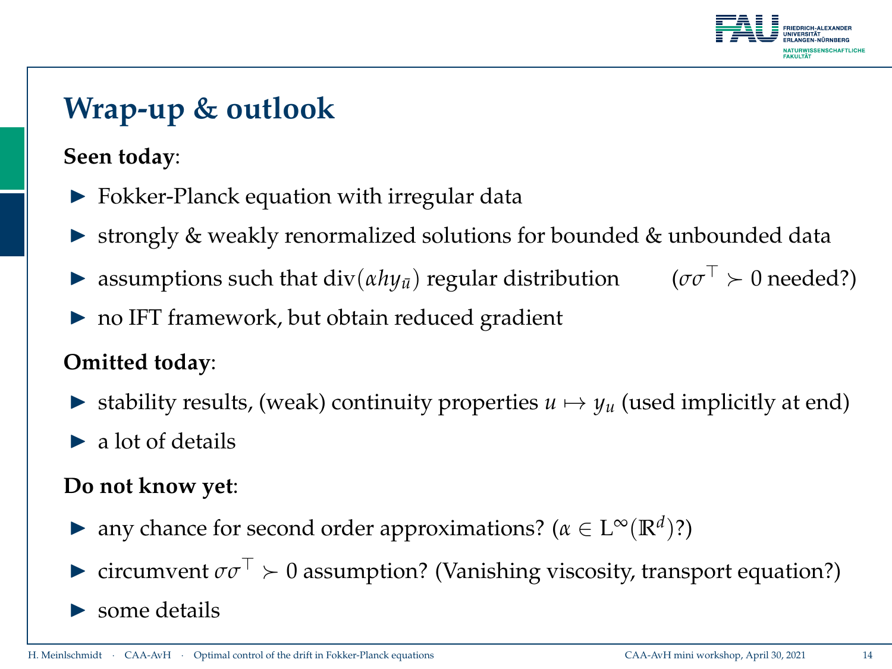# Wrap-up & outlook

**Seen today**:

- Fokker-Planck equation with irregular data
- strongly & weakly renormalized solutions for bounded & unbounded data
- assumptions such that $\operatorname{div}(\alpha h y_{\bar{u}})$ regular distribution ($\sigma\sigma^\top \succ 0$ needed?)
- no IFT framework, but obtain reduced gradient

**Omitted today**:

- stability results, (weak) continuity properties $u \mapsto y_u$ (used implicitly at end)
- a lot of details

**Do not know yet**:

- any chance for second order approximations? ($\alpha \in \mathrm{L}^\infty(\mathbb{R}^d)$?)
- circumvent $\sigma\sigma^\top \succ 0$ assumption? (Vanishing viscosity, transport equation?)
- some details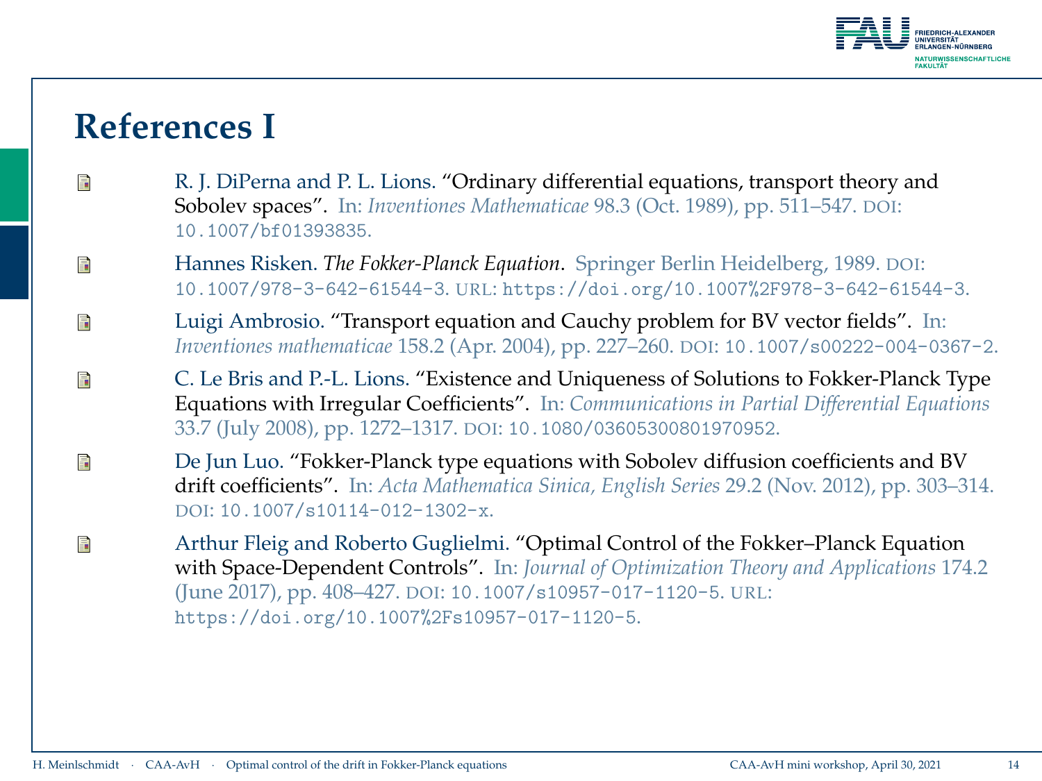# References I

- R. J. DiPerna and P. L. Lions. “Ordinary differential equations, transport theory and Sobolev spaces”. In: *Inventiones Mathematicae* 98.3 (Oct. 1989), pp. 511–547. DOI: 10.1007/bf01393835.
- Hannes Risken. *The Fokker-Planck Equation*. Springer Berlin Heidelberg, 1989. DOI: 10.1007/978-3-642-61544-3. URL: https://doi.org/10.1007%2F978-3-642-61544-3.
- Luigi Ambrosio. “Transport equation and Cauchy problem for BV vector fields”. In: *Inventiones mathematicae* 158.2 (Apr. 2004), pp. 227–260. DOI: 10.1007/s00222-004-0367-2.
- C. Le Bris and P.-L. Lions. “Existence and Uniqueness of Solutions to Fokker-Planck Type Equations with Irregular Coefficients”. In: *Communications in Partial Differential Equations* 33.7 (July 2008), pp. 1272–1317. DOI: 10.1080/03605300801970952.
- De Jun Luo. “Fokker-Planck type equations with Sobolev diffusion coefficients and BV drift coefficients”. In: *Acta Mathematica Sinica, English Series* 29.2 (Nov. 2012), pp. 303–314. DOI: 10.1007/s10114-012-1302-x.
- Arthur Fleig and Roberto Guglielmi. “Optimal Control of the Fokker–Planck Equation with Space-Dependent Controls”. In: *Journal of Optimization Theory and Applications* 174.2 (June 2017), pp. 408–427. DOI: 10.1007/s10957-017-1120-5. URL: https://doi.org/10.1007%2Fs10957-017-1120-5.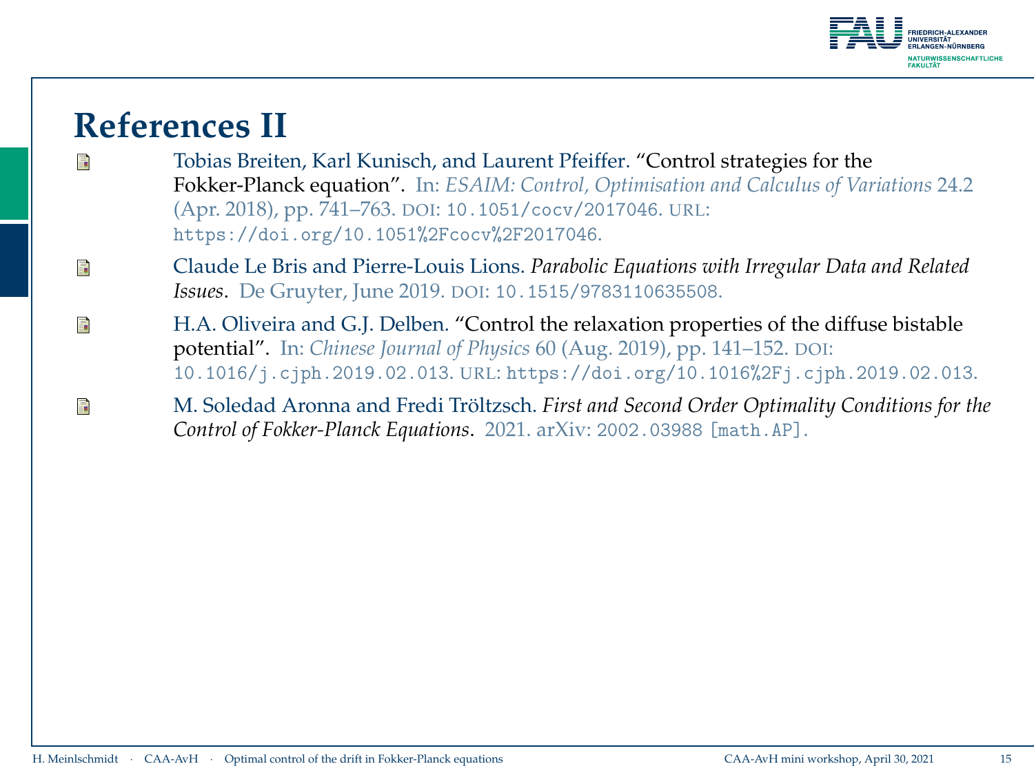# References II

- Tobias Breiten, Karl Kunisch, and Laurent Pfeiffer. "Control strategies for the Fokker-Planck equation". In: *ESAIM: Control, Optimisation and Calculus of Variations* 24.2 (Apr. 2018), pp. 741–763. DOI: 10.1051/cocv/2017046. URL: https://doi.org/10.1051%2Fcocv%2F2017046.
- Claude Le Bris and Pierre-Louis Lions. *Parabolic Equations with Irregular Data and Related Issues*. De Gruyter, June 2019. DOI: 10.1515/9783110635508.
- H.A. Oliveira and G.J. Delben. "Control the relaxation properties of the diffuse bistable potential". In: *Chinese Journal of Physics* 60 (Aug. 2019), pp. 141–152. DOI: 10.1016/j.cjph.2019.02.013. URL: https://doi.org/10.1016%2Fj.cjph.2019.02.013.
- M. Soledad Aronna and Fredi Tröltzsch. *First and Second Order Optimality Conditions for the Control of Fokker-Planck Equations*. 2021. arXiv: 2002.03988 [math.AP].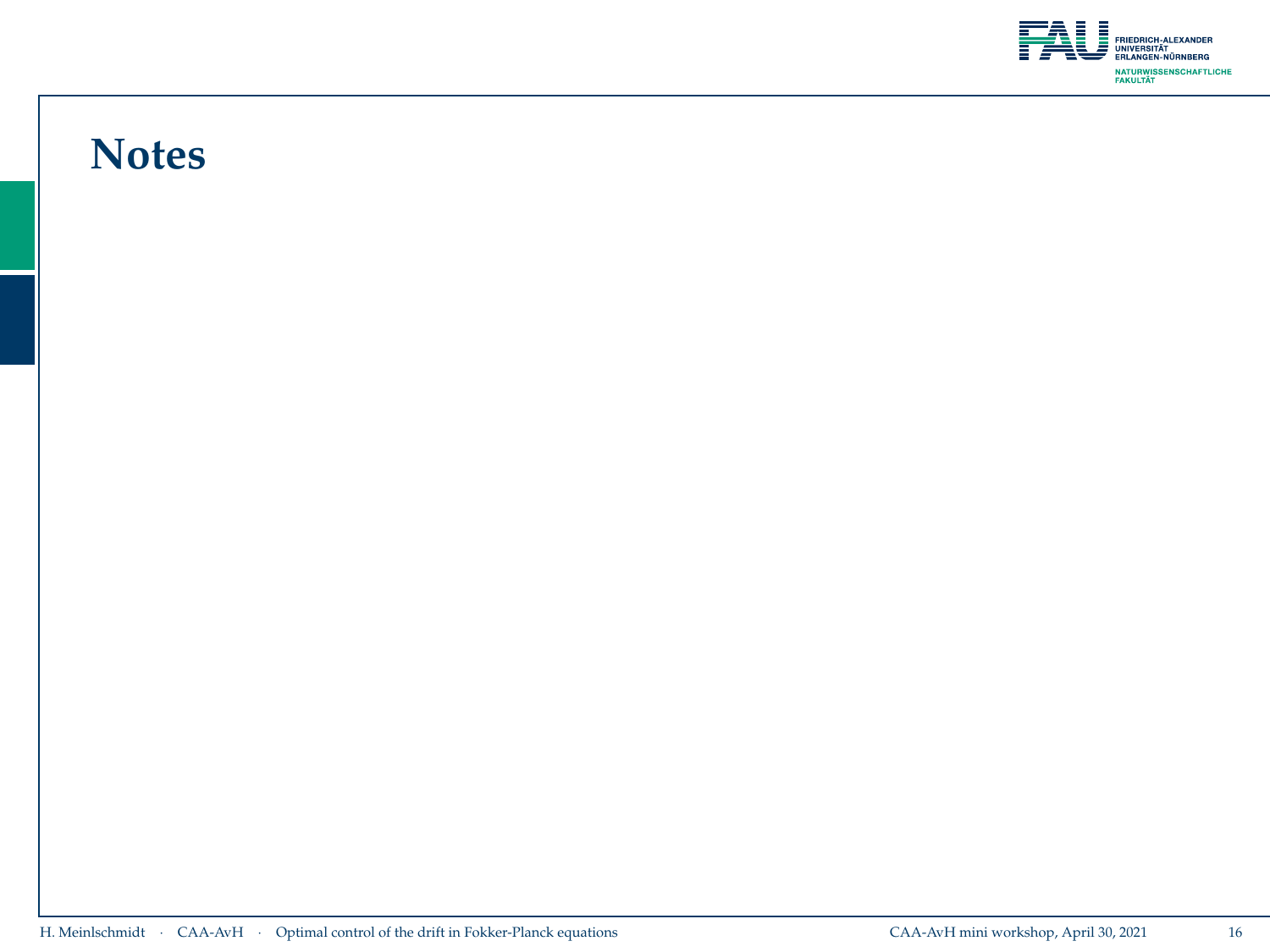# Notes